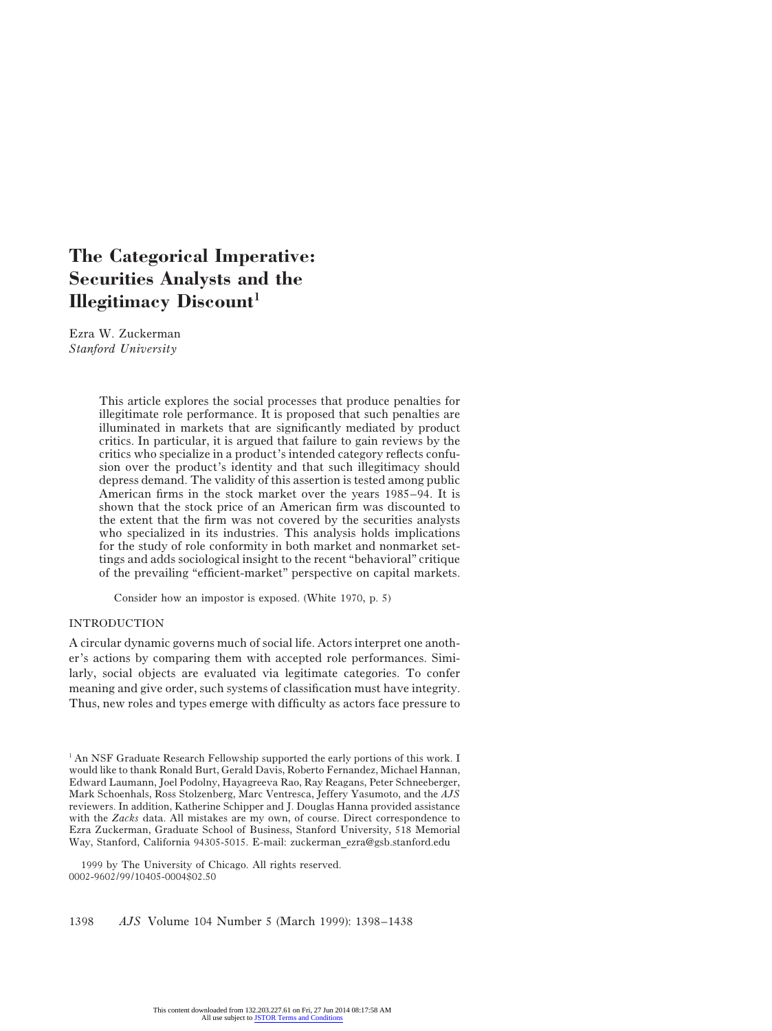# The Categorical Imperative: Securities Analysts and the Illegitimacy Discount[1]

Ezra W. Zuckerman
*Stanford University*

> This article explores the social processes that produce penalties for illegitimate role performance. It is proposed that such penalties are illuminated in markets that are significantly mediated by product critics. In particular, it is argued that failure to gain reviews by the critics who specialize in a product's intended category reflects confusion over the product's identity and that such illegitimacy should depress demand. The validity of this assertion is tested among public American firms in the stock market over the years 1985–94. It is shown that the stock price of an American firm was discounted to the extent that the firm was not covered by the securities analysts who specialized in its industries. This analysis holds implications for the study of role conformity in both market and nonmarket settings and adds sociological insight to the recent "behavioral" critique of the prevailing "efficient-market" perspective on capital markets.

> Consider how an impostor is exposed. (White 1970, p. 5)

## INTRODUCTION

A circular dynamic governs much of social life. Actors interpret one another's actions by comparing them with accepted role performances. Similarly, social objects are evaluated via legitimate categories. To confer meaning and give order, such systems of classification must have integrity. Thus, new roles and types emerge with difficulty as actors face pressure to

---

[1] An NSF Graduate Research Fellowship supported the early portions of this work. I would like to thank Ronald Burt, Gerald Davis, Roberto Fernandez, Michael Hannan, Edward Laumann, Joel Podolny, Hayagreeva Rao, Ray Reagans, Peter Schneeberger, Mark Schoenhals, Ross Stolzenberg, Marc Ventresca, Jeffery Yasumoto, and the *AJS* reviewers. In addition, Katherine Schipper and J. Douglas Hanna provided assistance with the *Zacks* data. All mistakes are my own, of course. Direct correspondence to Ezra Zuckerman, Graduate School of Business, Stanford University, 518 Memorial Way, Stanford, California 94305-5015. E-mail: zuckerman_ezra@gsb.stanford.edu

1999 by The University of Chicago. All rights reserved.
0002-9602/99/10405-0004$02.50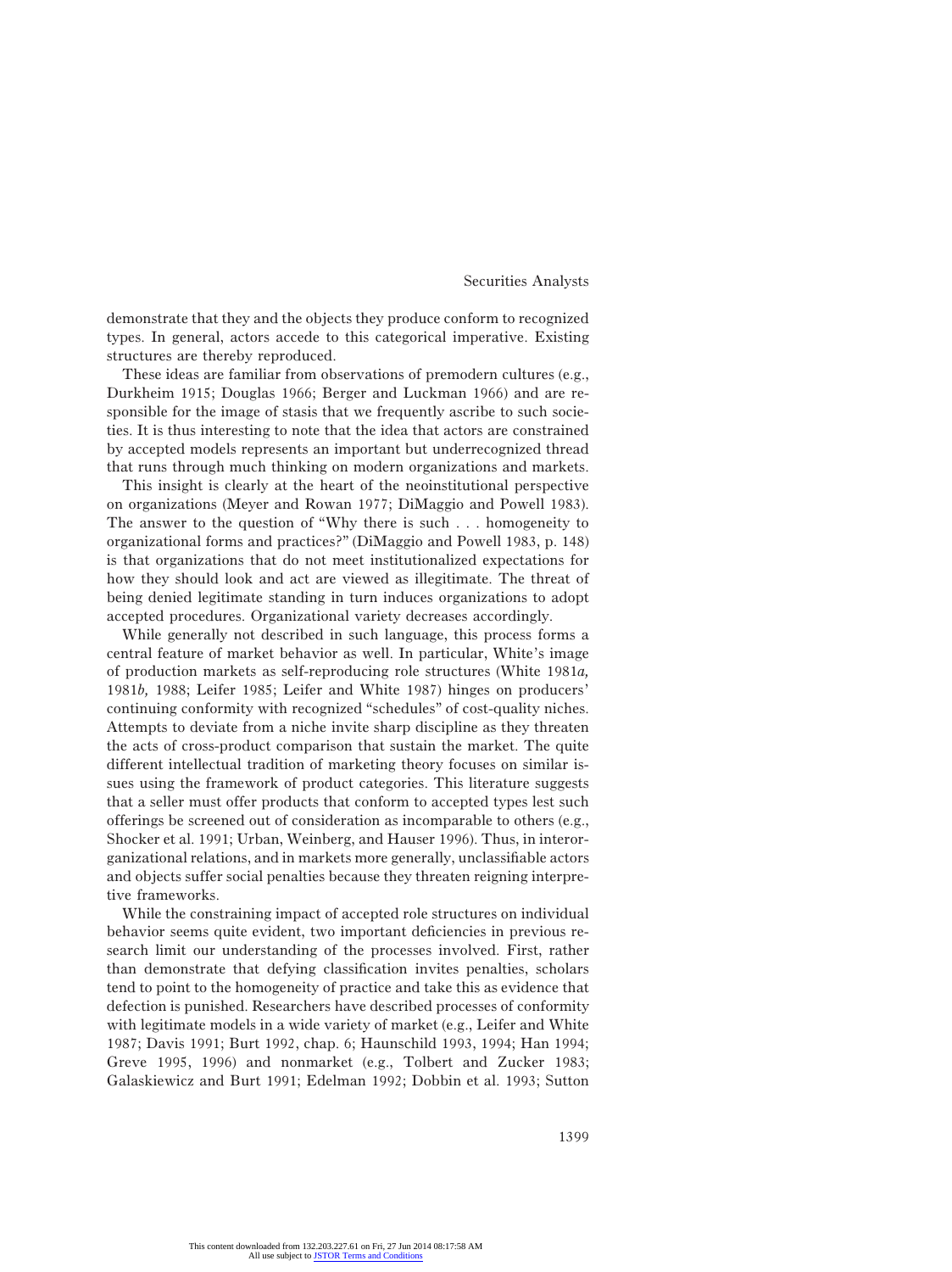demonstrate that they and the objects they produce conform to recognized types. In general, actors accede to this categorical imperative. Existing structures are thereby reproduced.

These ideas are familiar from observations of premodern cultures (e.g., Durkheim 1915; Douglas 1966; Berger and Luckman 1966) and are responsible for the image of stasis that we frequently ascribe to such societies. It is thus interesting to note that the idea that actors are constrained by accepted models represents an important but underrecognized thread that runs through much thinking on modern organizations and markets.

This insight is clearly at the heart of the neoinstitutional perspective on organizations (Meyer and Rowan 1977; DiMaggio and Powell 1983). The answer to the question of "Why there is such . . . homogeneity to organizational forms and practices?" (DiMaggio and Powell 1983, p. 148) is that organizations that do not meet institutionalized expectations for how they should look and act are viewed as illegitimate. The threat of being denied legitimate standing in turn induces organizations to adopt accepted procedures. Organizational variety decreases accordingly.

While generally not described in such language, this process forms a central feature of market behavior as well. In particular, White's image of production markets as self-reproducing role structures (White 1981*a,* 1981*b,* 1988; Leifer 1985; Leifer and White 1987) hinges on producers' continuing conformity with recognized "schedules" of cost-quality niches. Attempts to deviate from a niche invite sharp discipline as they threaten the acts of cross-product comparison that sustain the market. The quite different intellectual tradition of marketing theory focuses on similar issues using the framework of product categories. This literature suggests that a seller must offer products that conform to accepted types lest such offerings be screened out of consideration as incomparable to others (e.g., Shocker et al. 1991; Urban, Weinberg, and Hauser 1996). Thus, in interorganizational relations, and in markets more generally, unclassifiable actors and objects suffer social penalties because they threaten reigning interpretive frameworks.

While the constraining impact of accepted role structures on individual behavior seems quite evident, two important deficiencies in previous research limit our understanding of the processes involved. First, rather than demonstrate that defying classification invites penalties, scholars tend to point to the homogeneity of practice and take this as evidence that defection is punished. Researchers have described processes of conformity with legitimate models in a wide variety of market (e.g., Leifer and White 1987; Davis 1991; Burt 1992, chap. 6; Haunschild 1993, 1994; Han 1994; Greve 1995, 1996) and nonmarket (e.g., Tolbert and Zucker 1983; Galaskiewicz and Burt 1991; Edelman 1992; Dobbin et al. 1993; Sutton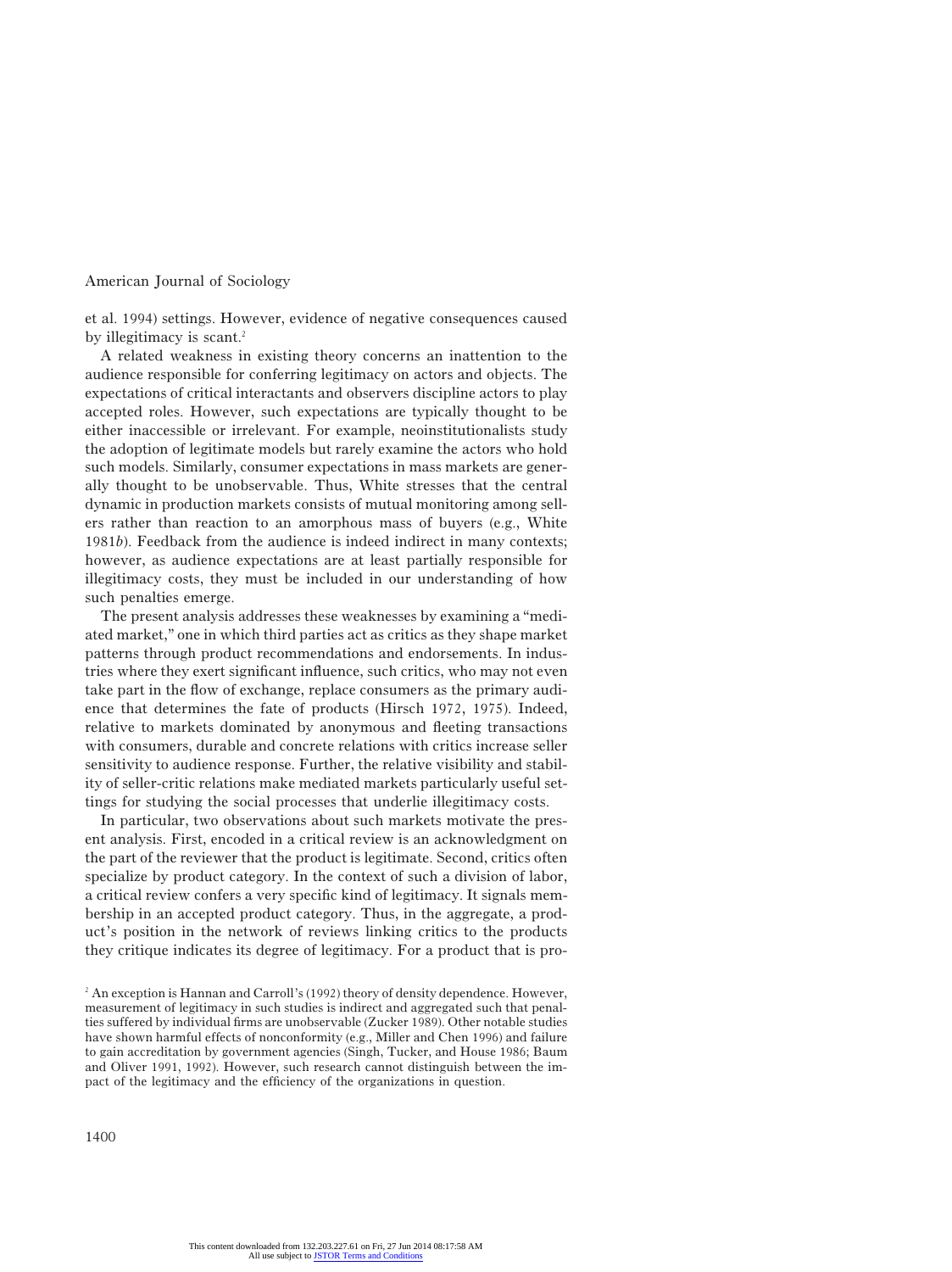et al. 1994) settings. However, evidence of negative consequences caused by illegitimacy is scant.[2]

A related weakness in existing theory concerns an inattention to the audience responsible for conferring legitimacy on actors and objects. The expectations of critical interactants and observers discipline actors to play accepted roles. However, such expectations are typically thought to be either inaccessible or irrelevant. For example, neoinstitutionalists study the adoption of legitimate models but rarely examine the actors who hold such models. Similarly, consumer expectations in mass markets are generally thought to be unobservable. Thus, White stresses that the central dynamic in production markets consists of mutual monitoring among sellers rather than reaction to an amorphous mass of buyers (e.g., White 1981*b*). Feedback from the audience is indeed indirect in many contexts; however, as audience expectations are at least partially responsible for illegitimacy costs, they must be included in our understanding of how such penalties emerge.

The present analysis addresses these weaknesses by examining a "mediated market," one in which third parties act as critics as they shape market patterns through product recommendations and endorsements. In industries where they exert significant influence, such critics, who may not even take part in the flow of exchange, replace consumers as the primary audience that determines the fate of products (Hirsch 1972, 1975). Indeed, relative to markets dominated by anonymous and fleeting transactions with consumers, durable and concrete relations with critics increase seller sensitivity to audience response. Further, the relative visibility and stability of seller-critic relations make mediated markets particularly useful settings for studying the social processes that underlie illegitimacy costs.

In particular, two observations about such markets motivate the present analysis. First, encoded in a critical review is an acknowledgment on the part of the reviewer that the product is legitimate. Second, critics often specialize by product category. In the context of such a division of labor, a critical review confers a very specific kind of legitimacy. It signals membership in an accepted product category. Thus, in the aggregate, a product's position in the network of reviews linking critics to the products they critique indicates its degree of legitimacy. For a product that is pro-

[2] An exception is Hannan and Carroll's (1992) theory of density dependence. However, measurement of legitimacy in such studies is indirect and aggregated such that penalties suffered by individual firms are unobservable (Zucker 1989). Other notable studies have shown harmful effects of nonconformity (e.g., Miller and Chen 1996) and failure to gain accreditation by government agencies (Singh, Tucker, and House 1986; Baum and Oliver 1991, 1992). However, such research cannot distinguish between the impact of the legitimacy and the efficiency of the organizations in question.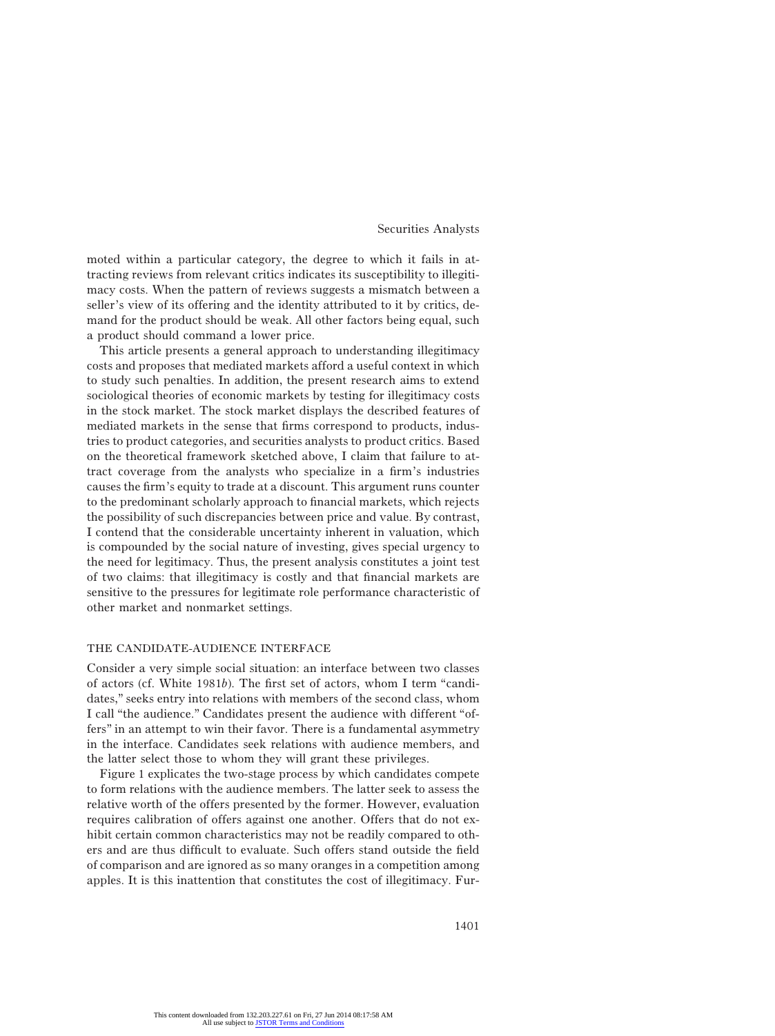moted within a particular category, the degree to which it fails in attracting reviews from relevant critics indicates its susceptibility to illegitimacy costs. When the pattern of reviews suggests a mismatch between a seller's view of its offering and the identity attributed to it by critics, demand for the product should be weak. All other factors being equal, such a product should command a lower price.

This article presents a general approach to understanding illegitimacy costs and proposes that mediated markets afford a useful context in which to study such penalties. In addition, the present research aims to extend sociological theories of economic markets by testing for illegitimacy costs in the stock market. The stock market displays the described features of mediated markets in the sense that firms correspond to products, industries to product categories, and securities analysts to product critics. Based on the theoretical framework sketched above, I claim that failure to attract coverage from the analysts who specialize in a firm's industries causes the firm's equity to trade at a discount. This argument runs counter to the predominant scholarly approach to financial markets, which rejects the possibility of such discrepancies between price and value. By contrast, I contend that the considerable uncertainty inherent in valuation, which is compounded by the social nature of investing, gives special urgency to the need for legitimacy. Thus, the present analysis constitutes a joint test of two claims: that illegitimacy is costly and that financial markets are sensitive to the pressures for legitimate role performance characteristic of other market and nonmarket settings.

## THE CANDIDATE-AUDIENCE INTERFACE

Consider a very simple social situation: an interface between two classes of actors (cf. White 1981*b*). The first set of actors, whom I term "candidates," seeks entry into relations with members of the second class, whom I call "the audience." Candidates present the audience with different "offers" in an attempt to win their favor. There is a fundamental asymmetry in the interface. Candidates seek relations with audience members, and the latter select those to whom they will grant these privileges.

Figure 1 explicates the two-stage process by which candidates compete to form relations with the audience members. The latter seek to assess the relative worth of the offers presented by the former. However, evaluation requires calibration of offers against one another. Offers that do not exhibit certain common characteristics may not be readily compared to others and are thus difficult to evaluate. Such offers stand outside the field of comparison and are ignored as so many oranges in a competition among apples. It is this inattention that constitutes the cost of illegitimacy. Fur-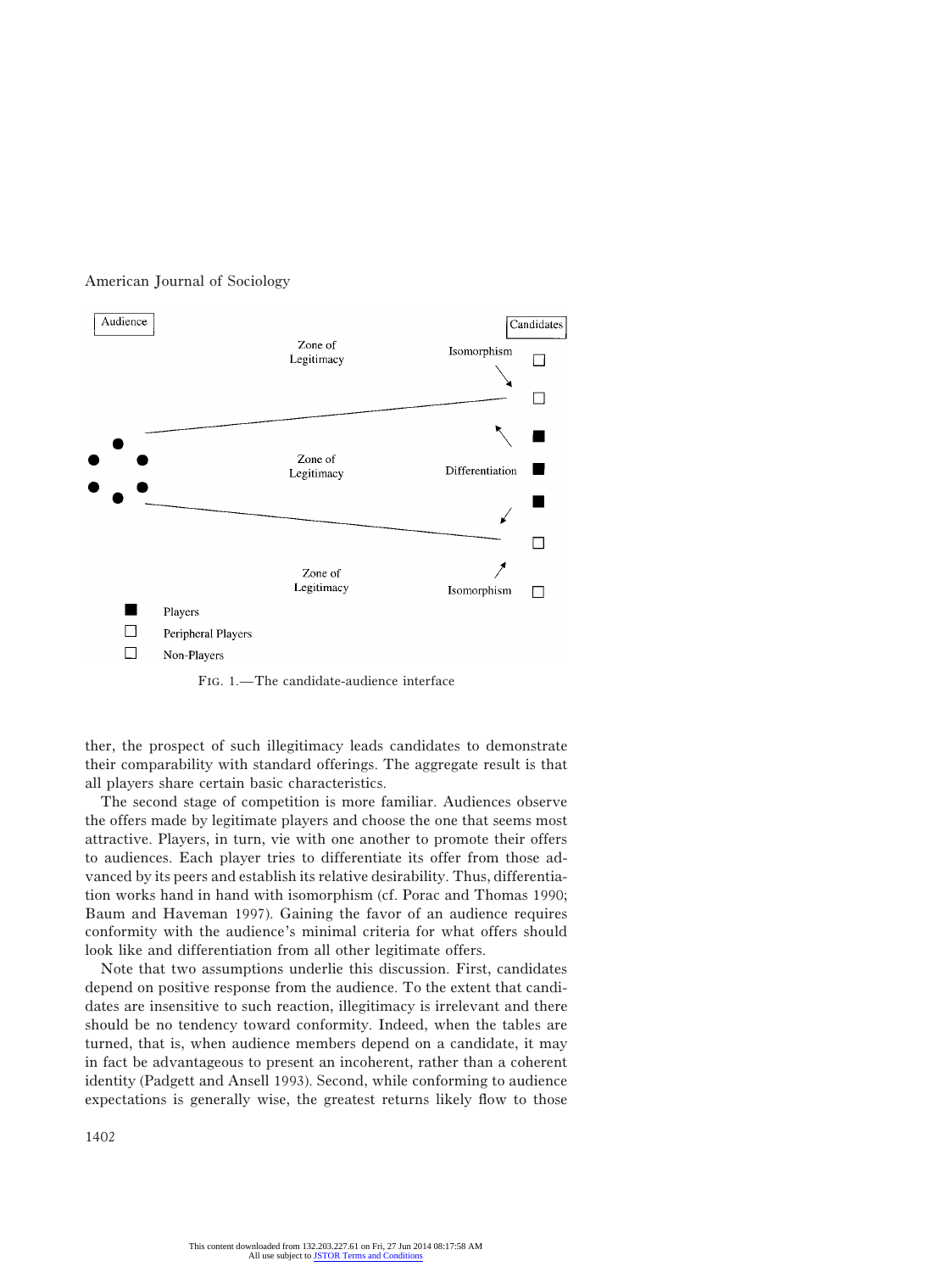FIG. 1.—The candidate-audience interface

ther, the prospect of such illegitimacy leads candidates to demonstrate their comparability with standard offerings. The aggregate result is that all players share certain basic characteristics.

The second stage of competition is more familiar. Audiences observe the offers made by legitimate players and choose the one that seems most attractive. Players, in turn, vie with one another to promote their offers to audiences. Each player tries to differentiate its offer from those advanced by its peers and establish its relative desirability. Thus, differentiation works hand in hand with isomorphism (cf. Porac and Thomas 1990; Baum and Haveman 1997). Gaining the favor of an audience requires conformity with the audience's minimal criteria for what offers should look like and differentiation from all other legitimate offers.

Note that two assumptions underlie this discussion. First, candidates depend on positive response from the audience. To the extent that candidates are insensitive to such reaction, illegitimacy is irrelevant and there should be no tendency toward conformity. Indeed, when the tables are turned, that is, when audience members depend on a candidate, it may in fact be advantageous to present an incoherent, rather than a coherent identity (Padgett and Ansell 1993). Second, while conforming to audience expectations is generally wise, the greatest returns likely flow to those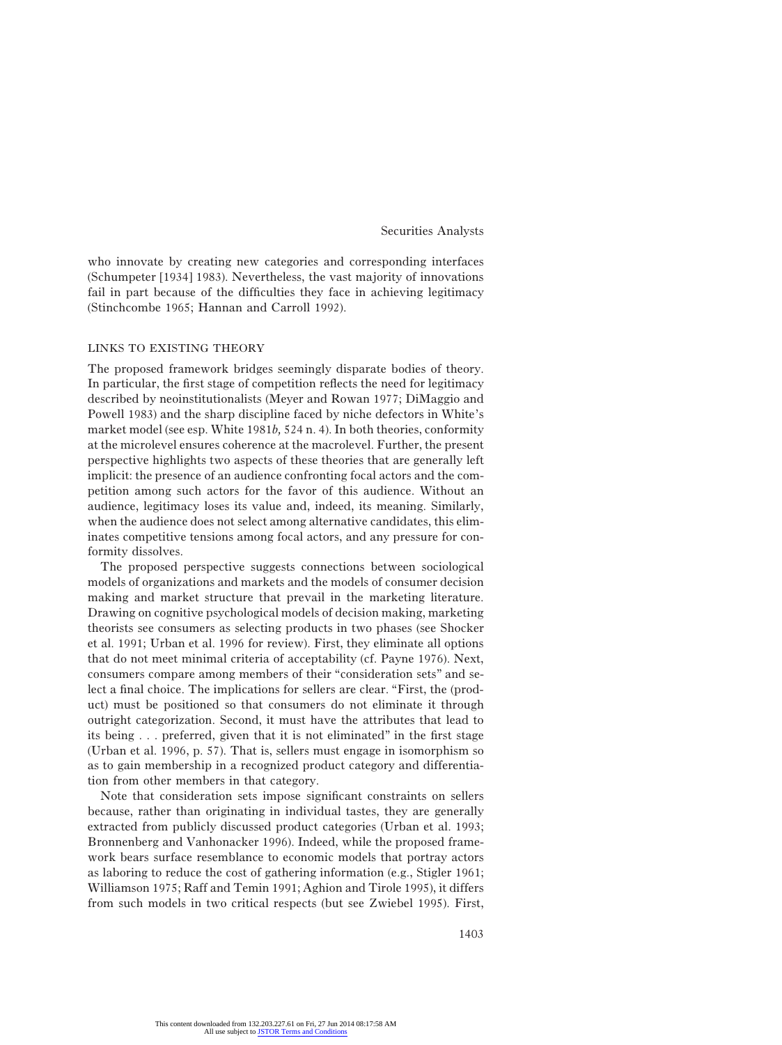who innovate by creating new categories and corresponding interfaces (Schumpeter [1934] 1983). Nevertheless, the vast majority of innovations fail in part because of the difficulties they face in achieving legitimacy (Stinchcombe 1965; Hannan and Carroll 1992).

### LINKS TO EXISTING THEORY

The proposed framework bridges seemingly disparate bodies of theory. In particular, the first stage of competition reflects the need for legitimacy described by neoinstitutionalists (Meyer and Rowan 1977; DiMaggio and Powell 1983) and the sharp discipline faced by niche defectors in White's market model (see esp. White 1981*b,* 524 n. 4). In both theories, conformity at the microlevel ensures coherence at the macrolevel. Further, the present perspective highlights two aspects of these theories that are generally left implicit: the presence of an audience confronting focal actors and the competition among such actors for the favor of this audience. Without an audience, legitimacy loses its value and, indeed, its meaning. Similarly, when the audience does not select among alternative candidates, this eliminates competitive tensions among focal actors, and any pressure for conformity dissolves.

The proposed perspective suggests connections between sociological models of organizations and markets and the models of consumer decision making and market structure that prevail in the marketing literature. Drawing on cognitive psychological models of decision making, marketing theorists see consumers as selecting products in two phases (see Shocker et al. 1991; Urban et al. 1996 for review). First, they eliminate all options that do not meet minimal criteria of acceptability (cf. Payne 1976). Next, consumers compare among members of their "consideration sets" and select a final choice. The implications for sellers are clear. "First, the (product) must be positioned so that consumers do not eliminate it through outright categorization. Second, it must have the attributes that lead to its being . . . preferred, given that it is not eliminated" in the first stage (Urban et al. 1996, p. 57). That is, sellers must engage in isomorphism so as to gain membership in a recognized product category and differentiation from other members in that category.

Note that consideration sets impose significant constraints on sellers because, rather than originating in individual tastes, they are generally extracted from publicly discussed product categories (Urban et al. 1993; Bronnenberg and Vanhonacker 1996). Indeed, while the proposed framework bears surface resemblance to economic models that portray actors as laboring to reduce the cost of gathering information (e.g., Stigler 1961; Williamson 1975; Raff and Temin 1991; Aghion and Tirole 1995), it differs from such models in two critical respects (but see Zwiebel 1995). First,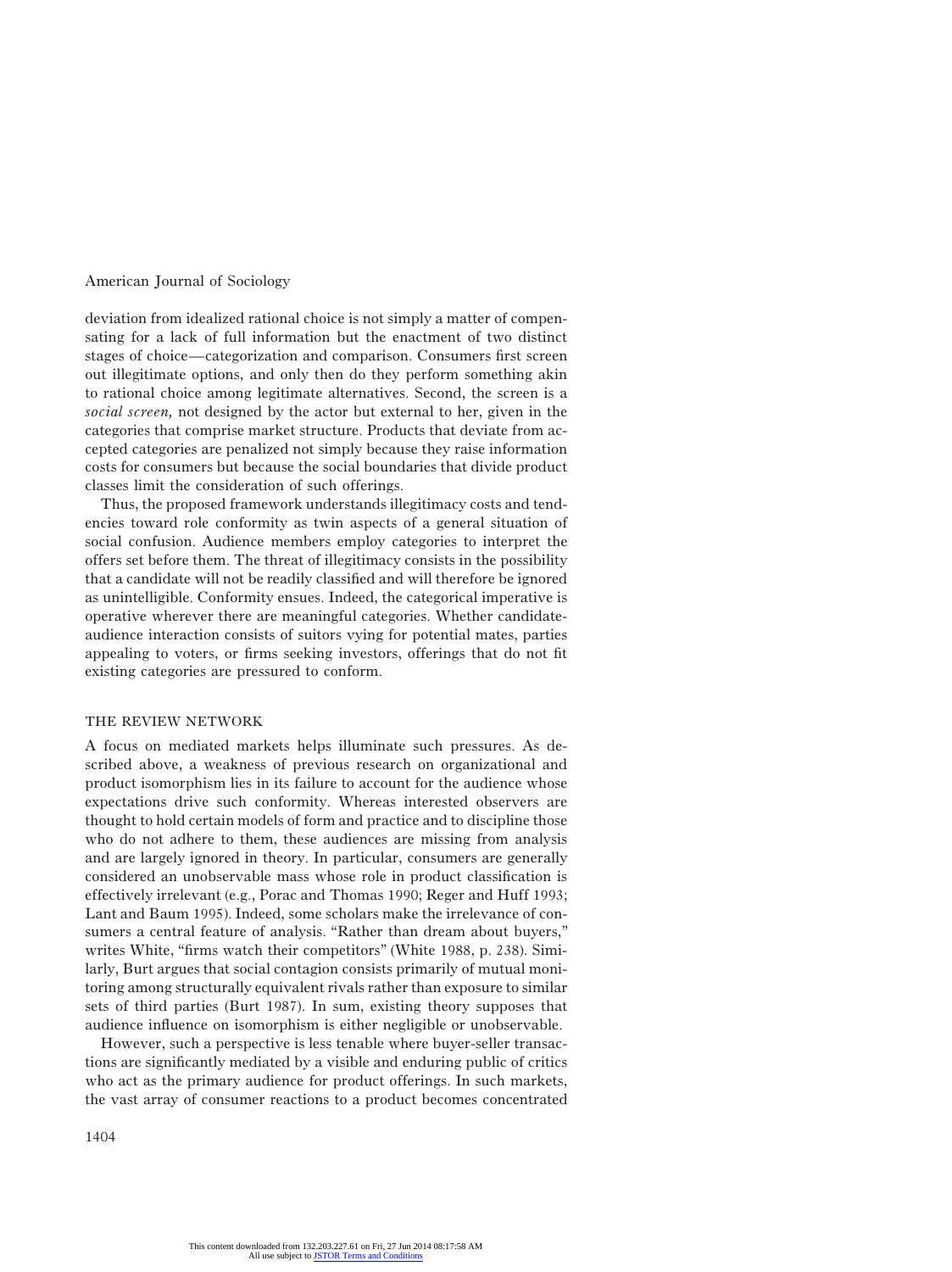deviation from idealized rational choice is not simply a matter of compensating for a lack of full information but the enactment of two distinct stages of choice—categorization and comparison. Consumers first screen out illegitimate options, and only then do they perform something akin to rational choice among legitimate alternatives. Second, the screen is a *social screen,* not designed by the actor but external to her, given in the categories that comprise market structure. Products that deviate from accepted categories are penalized not simply because they raise information costs for consumers but because the social boundaries that divide product classes limit the consideration of such offerings.

Thus, the proposed framework understands illegitimacy costs and tendencies toward role conformity as twin aspects of a general situation of social confusion. Audience members employ categories to interpret the offers set before them. The threat of illegitimacy consists in the possibility that a candidate will not be readily classified and will therefore be ignored as unintelligible. Conformity ensues. Indeed, the categorical imperative is operative wherever there are meaningful categories. Whether candidate-audience interaction consists of suitors vying for potential mates, parties appealing to voters, or firms seeking investors, offerings that do not fit existing categories are pressured to conform.

## THE REVIEW NETWORK

A focus on mediated markets helps illuminate such pressures. As described above, a weakness of previous research on organizational and product isomorphism lies in its failure to account for the audience whose expectations drive such conformity. Whereas interested observers are thought to hold certain models of form and practice and to discipline those who do not adhere to them, these audiences are missing from analysis and are largely ignored in theory. In particular, consumers are generally considered an unobservable mass whose role in product classification is effectively irrelevant (e.g., Porac and Thomas 1990; Reger and Huff 1993; Lant and Baum 1995). Indeed, some scholars make the irrelevance of consumers a central feature of analysis. "Rather than dream about buyers," writes White, "firms watch their competitors" (White 1988, p. 238). Similarly, Burt argues that social contagion consists primarily of mutual monitoring among structurally equivalent rivals rather than exposure to similar sets of third parties (Burt 1987). In sum, existing theory supposes that audience influence on isomorphism is either negligible or unobservable.

However, such a perspective is less tenable where buyer-seller transactions are significantly mediated by a visible and enduring public of critics who act as the primary audience for product offerings. In such markets, the vast array of consumer reactions to a product becomes concentrated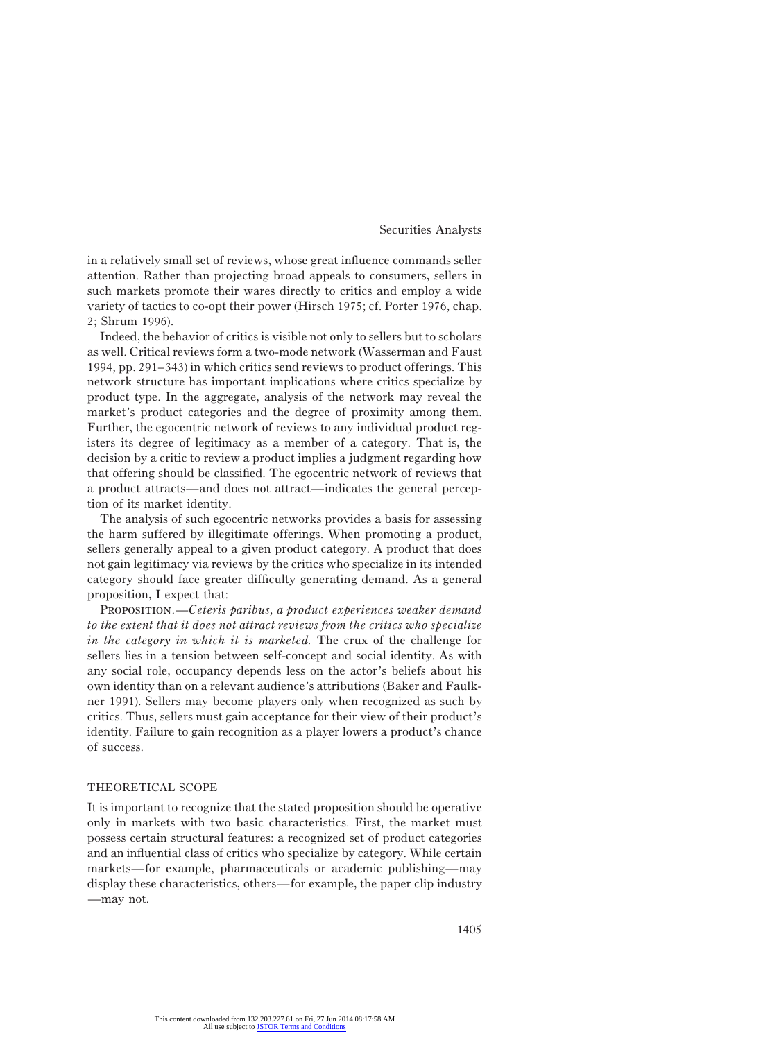in a relatively small set of reviews, whose great influence commands seller attention. Rather than projecting broad appeals to consumers, sellers in such markets promote their wares directly to critics and employ a wide variety of tactics to co-opt their power (Hirsch 1975; cf. Porter 1976, chap. 2; Shrum 1996).

Indeed, the behavior of critics is visible not only to sellers but to scholars as well. Critical reviews form a two-mode network (Wasserman and Faust 1994, pp. 291–343) in which critics send reviews to product offerings. This network structure has important implications where critics specialize by product type. In the aggregate, analysis of the network may reveal the market's product categories and the degree of proximity among them. Further, the egocentric network of reviews to any individual product registers its degree of legitimacy as a member of a category. That is, the decision by a critic to review a product implies a judgment regarding how that offering should be classified. The egocentric network of reviews that a product attracts—and does not attract—indicates the general perception of its market identity.

The analysis of such egocentric networks provides a basis for assessing the harm suffered by illegitimate offerings. When promoting a product, sellers generally appeal to a given product category. A product that does not gain legitimacy via reviews by the critics who specialize in its intended category should face greater difficulty generating demand. As a general proposition, I expect that:

PROPOSITION.—*Ceteris paribus, a product experiences weaker demand to the extent that it does not attract reviews from the critics who specialize in the category in which it is marketed.* The crux of the challenge for sellers lies in a tension between self-concept and social identity. As with any social role, occupancy depends less on the actor's beliefs about his own identity than on a relevant audience's attributions (Baker and Faulkner 1991). Sellers may become players only when recognized as such by critics. Thus, sellers must gain acceptance for their view of their product's identity. Failure to gain recognition as a player lowers a product's chance of success.

## THEORETICAL SCOPE

It is important to recognize that the stated proposition should be operative only in markets with two basic characteristics. First, the market must possess certain structural features: a recognized set of product categories and an influential class of critics who specialize by category. While certain markets—for example, pharmaceuticals or academic publishing—may display these characteristics, others—for example, the paper clip industry—may not.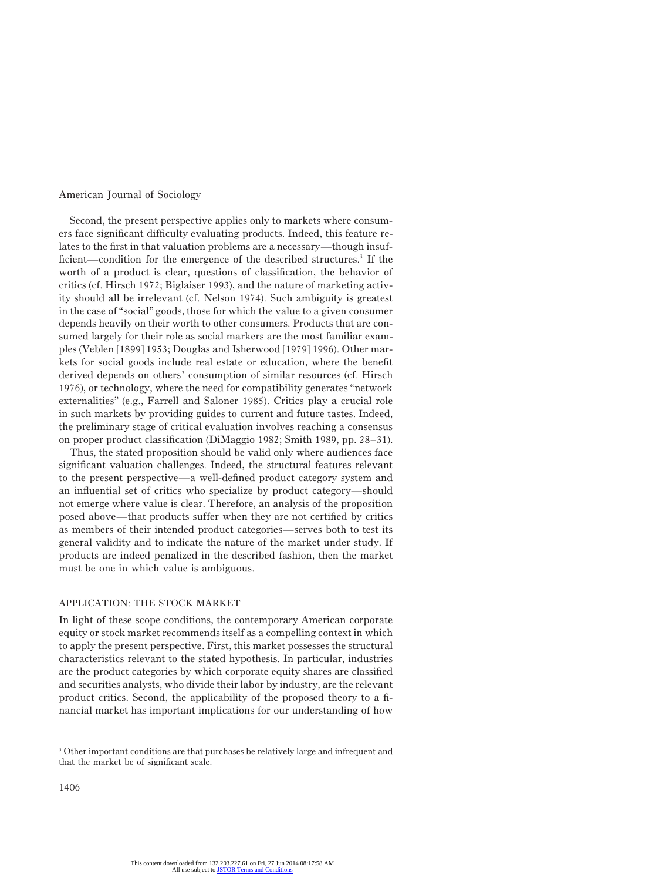Second, the present perspective applies only to markets where consumers face significant difficulty evaluating products. Indeed, this feature relates to the first in that valuation problems are a necessary—though insufficient—condition for the emergence of the described structures.[3] If the worth of a product is clear, questions of classification, the behavior of critics (cf. Hirsch 1972; Biglaiser 1993), and the nature of marketing activity should all be irrelevant (cf. Nelson 1974). Such ambiguity is greatest in the case of "social" goods, those for which the value to a given consumer depends heavily on their worth to other consumers. Products that are consumed largely for their role as social markers are the most familiar examples (Veblen [1899] 1953; Douglas and Isherwood [1979] 1996). Other markets for social goods include real estate or education, where the benefit derived depends on others' consumption of similar resources (cf. Hirsch 1976), or technology, where the need for compatibility generates "network externalities" (e.g., Farrell and Saloner 1985). Critics play a crucial role in such markets by providing guides to current and future tastes. Indeed, the preliminary stage of critical evaluation involves reaching a consensus on proper product classification (DiMaggio 1982; Smith 1989, pp. 28–31).

Thus, the stated proposition should be valid only where audiences face significant valuation challenges. Indeed, the structural features relevant to the present perspective—a well-defined product category system and an influential set of critics who specialize by product category—should not emerge where value is clear. Therefore, an analysis of the proposition posed above—that products suffer when they are not certified by critics as members of their intended product categories—serves both to test its general validity and to indicate the nature of the market under study. If products are indeed penalized in the described fashion, then the market must be one in which value is ambiguous.

## APPLICATION: THE STOCK MARKET

In light of these scope conditions, the contemporary American corporate equity or stock market recommends itself as a compelling context in which to apply the present perspective. First, this market possesses the structural characteristics relevant to the stated hypothesis. In particular, industries are the product categories by which corporate equity shares are classified and securities analysts, who divide their labor by industry, are the relevant product critics. Second, the applicability of the proposed theory to a financial market has important implications for our understanding of how

[3] Other important conditions are that purchases be relatively large and infrequent and that the market be of significant scale.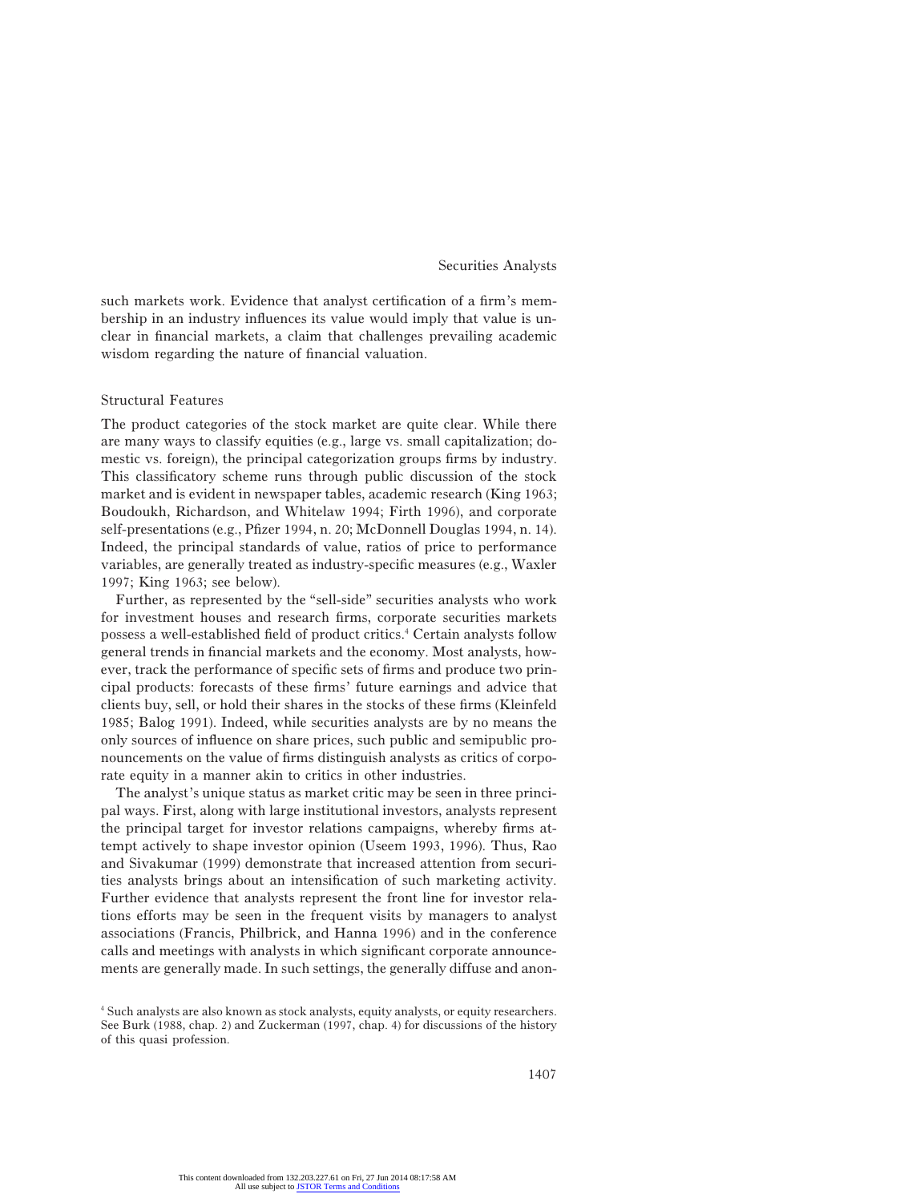such markets work. Evidence that analyst certification of a firm's membership in an industry influences its value would imply that value is unclear in financial markets, a claim that challenges prevailing academic wisdom regarding the nature of financial valuation.

### Structural Features

The product categories of the stock market are quite clear. While there are many ways to classify equities (e.g., large vs. small capitalization; domestic vs. foreign), the principal categorization groups firms by industry. This classificatory scheme runs through public discussion of the stock market and is evident in newspaper tables, academic research (King 1963; Boudoukh, Richardson, and Whitelaw 1994; Firth 1996), and corporate self-presentations (e.g., Pfizer 1994, n. 20; McDonnell Douglas 1994, n. 14). Indeed, the principal standards of value, ratios of price to performance variables, are generally treated as industry-specific measures (e.g., Waxler 1997; King 1963; see below).

Further, as represented by the "sell-side" securities analysts who work for investment houses and research firms, corporate securities markets possess a well-established field of product critics.[4] Certain analysts follow general trends in financial markets and the economy. Most analysts, however, track the performance of specific sets of firms and produce two principal products: forecasts of these firms' future earnings and advice that clients buy, sell, or hold their shares in the stocks of these firms (Kleinfeld 1985; Balog 1991). Indeed, while securities analysts are by no means the only sources of influence on share prices, such public and semipublic pronouncements on the value of firms distinguish analysts as critics of corporate equity in a manner akin to critics in other industries.

The analyst's unique status as market critic may be seen in three principal ways. First, along with large institutional investors, analysts represent the principal target for investor relations campaigns, whereby firms attempt actively to shape investor opinion (Useem 1993, 1996). Thus, Rao and Sivakumar (1999) demonstrate that increased attention from securities analysts brings about an intensification of such marketing activity. Further evidence that analysts represent the front line for investor relations efforts may be seen in the frequent visits by managers to analyst associations (Francis, Philbrick, and Hanna 1996) and in the conference calls and meetings with analysts in which significant corporate announcements are generally made. In such settings, the generally diffuse and anon-

[4] Such analysts are also known as stock analysts, equity analysts, or equity researchers. See Burk (1988, chap. 2) and Zuckerman (1997, chap. 4) for discussions of the history of this quasi profession.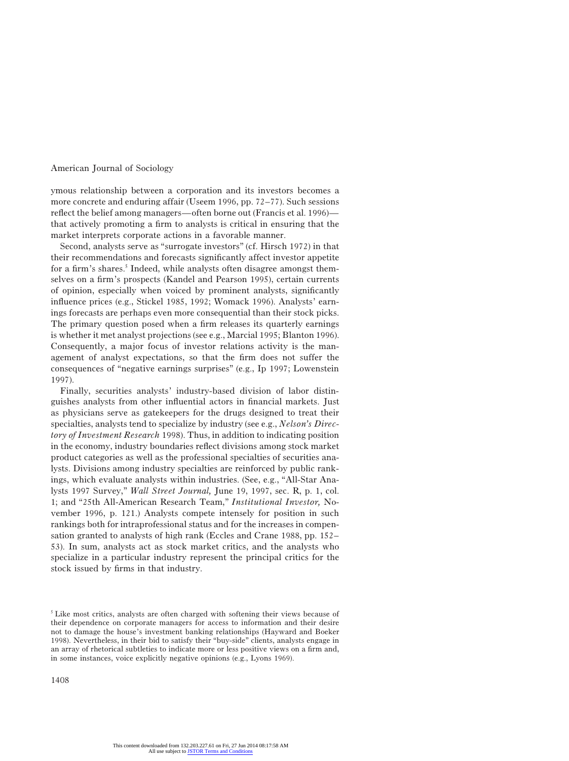ymous relationship between a corporation and its investors becomes a more concrete and enduring affair (Useem 1996, pp. 72–77). Such sessions reflect the belief among managers—often borne out (Francis et al. 1996)—that actively promoting a firm to analysts is critical in ensuring that the market interprets corporate actions in a favorable manner.

Second, analysts serve as "surrogate investors" (cf. Hirsch 1972) in that their recommendations and forecasts significantly affect investor appetite for a firm's shares.[5] Indeed, while analysts often disagree amongst themselves on a firm's prospects (Kandel and Pearson 1995), certain currents of opinion, especially when voiced by prominent analysts, significantly influence prices (e.g., Stickel 1985, 1992; Womack 1996). Analysts' earnings forecasts are perhaps even more consequential than their stock picks. The primary question posed when a firm releases its quarterly earnings is whether it met analyst projections (see e.g., Marcial 1995; Blanton 1996). Consequently, a major focus of investor relations activity is the management of analyst expectations, so that the firm does not suffer the consequences of "negative earnings surprises" (e.g., Ip 1997; Lowenstein 1997).

Finally, securities analysts' industry-based division of labor distinguishes analysts from other influential actors in financial markets. Just as physicians serve as gatekeepers for the drugs designed to treat their specialties, analysts tend to specialize by industry (see e.g., *Nelson's Directory of Investment Research* 1998). Thus, in addition to indicating position in the economy, industry boundaries reflect divisions among stock market product categories as well as the professional specialties of securities analysts. Divisions among industry specialties are reinforced by public rankings, which evaluate analysts within industries. (See, e.g., "All-Star Analysts 1997 Survey," *Wall Street Journal,* June 19, 1997, sec. R, p. 1, col. 1; and "25th All-American Research Team," *Institutional Investor,* November 1996, p. 121.) Analysts compete intensely for position in such rankings both for intraprofessional status and for the increases in compensation granted to analysts of high rank (Eccles and Crane 1988, pp. 152–53). In sum, analysts act as stock market critics, and the analysts who specialize in a particular industry represent the principal critics for the stock issued by firms in that industry.

[5] Like most critics, analysts are often charged with softening their views because of their dependence on corporate managers for access to information and their desire not to damage the house's investment banking relationships (Hayward and Boeker 1998). Nevertheless, in their bid to satisfy their "buy-side" clients, analysts engage in an array of rhetorical subtleties to indicate more or less positive views on a firm and, in some instances, voice explicitly negative opinions (e.g., Lyons 1969).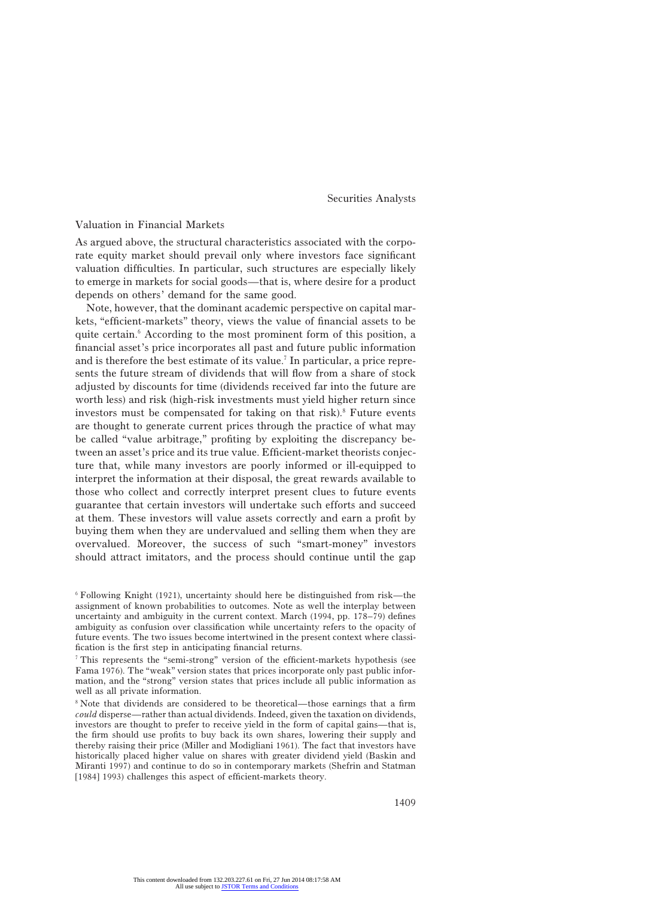## Valuation in Financial Markets

As argued above, the structural characteristics associated with the corporate equity market should prevail only where investors face significant valuation difficulties. In particular, such structures are especially likely to emerge in markets for social goods—that is, where desire for a product depends on others' demand for the same good.

Note, however, that the dominant academic perspective on capital markets, "efficient-markets" theory, views the value of financial assets to be quite certain.[6] According to the most prominent form of this position, a financial asset's price incorporates all past and future public information and is therefore the best estimate of its value.[7] In particular, a price represents the future stream of dividends that will flow from a share of stock adjusted by discounts for time (dividends received far into the future are worth less) and risk (high-risk investments must yield higher return since investors must be compensated for taking on that risk).[8] Future events are thought to generate current prices through the practice of what may be called "value arbitrage," profiting by exploiting the discrepancy between an asset's price and its true value. Efficient-market theorists conjecture that, while many investors are poorly informed or ill-equipped to interpret the information at their disposal, the great rewards available to those who collect and correctly interpret present clues to future events guarantee that certain investors will undertake such efforts and succeed at them. These investors will value assets correctly and earn a profit by buying them when they are undervalued and selling them when they are overvalued. Moreover, the success of such "smart-money" investors should attract imitators, and the process should continue until the gap

[6] Following Knight (1921), uncertainty should here be distinguished from risk—the assignment of known probabilities to outcomes. Note as well the interplay between uncertainty and ambiguity in the current context. March (1994, pp. 178–79) defines ambiguity as confusion over classification while uncertainty refers to the opacity of future events. The two issues become intertwined in the present context where classification is the first step in anticipating financial returns.

[7] This represents the "semi-strong" version of the efficient-markets hypothesis (see Fama 1976). The "weak" version states that prices incorporate only past public information, and the "strong" version states that prices include all public information as well as all private information.

[8] Note that dividends are considered to be theoretical—those earnings that a firm *could* disperse—rather than actual dividends. Indeed, given the taxation on dividends, investors are thought to prefer to receive yield in the form of capital gains—that is, the firm should use profits to buy back its own shares, lowering their supply and thereby raising their price (Miller and Modigliani 1961). The fact that investors have historically placed higher value on shares with greater dividend yield (Baskin and Miranti 1997) and continue to do so in contemporary markets (Shefrin and Statman [1984] 1993) challenges this aspect of efficient-markets theory.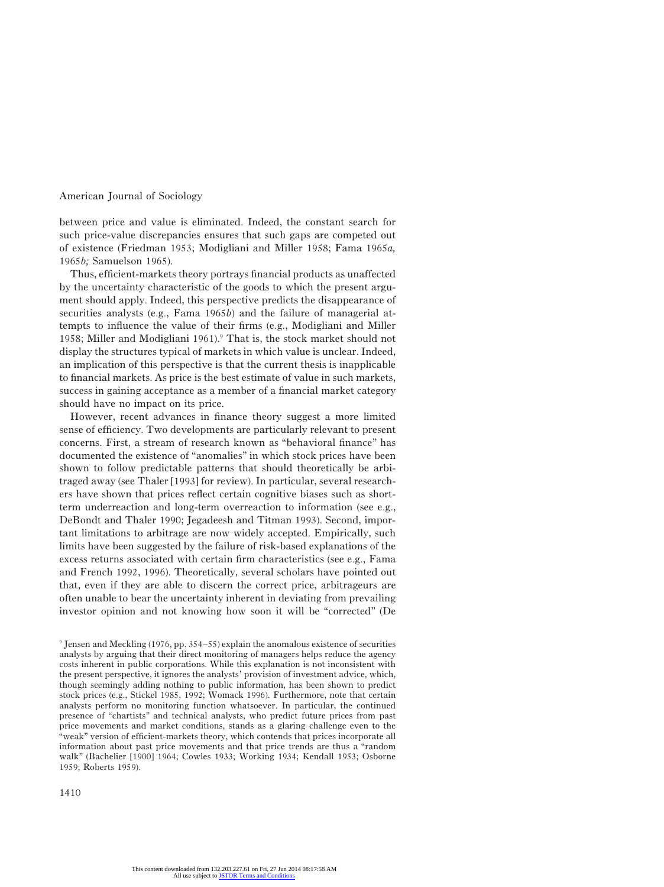between price and value is eliminated. Indeed, the constant search for such price-value discrepancies ensures that such gaps are competed out of existence (Friedman 1953; Modigliani and Miller 1958; Fama 1965*a,* 1965*b;* Samuelson 1965).

Thus, efficient-markets theory portrays financial products as unaffected by the uncertainty characteristic of the goods to which the present argument should apply. Indeed, this perspective predicts the disappearance of securities analysts (e.g., Fama 1965*b*) and the failure of managerial attempts to influence the value of their firms (e.g., Modigliani and Miller 1958; Miller and Modigliani 1961).[9] That is, the stock market should not display the structures typical of markets in which value is unclear. Indeed, an implication of this perspective is that the current thesis is inapplicable to financial markets. As price is the best estimate of value in such markets, success in gaining acceptance as a member of a financial market category should have no impact on its price.

However, recent advances in finance theory suggest a more limited sense of efficiency. Two developments are particularly relevant to present concerns. First, a stream of research known as "behavioral finance" has documented the existence of "anomalies" in which stock prices have been shown to follow predictable patterns that should theoretically be arbitraged away (see Thaler [1993] for review). In particular, several researchers have shown that prices reflect certain cognitive biases such as short-term underreaction and long-term overreaction to information (see e.g., DeBondt and Thaler 1990; Jegadeesh and Titman 1993). Second, important limitations to arbitrage are now widely accepted. Empirically, such limits have been suggested by the failure of risk-based explanations of the excess returns associated with certain firm characteristics (see e.g., Fama and French 1992, 1996). Theoretically, several scholars have pointed out that, even if they are able to discern the correct price, arbitrageurs are often unable to bear the uncertainty inherent in deviating from prevailing investor opinion and not knowing how soon it will be "corrected" (De

[9] Jensen and Meckling (1976, pp. 354–55) explain the anomalous existence of securities analysts by arguing that their direct monitoring of managers helps reduce the agency costs inherent in public corporations. While this explanation is not inconsistent with the present perspective, it ignores the analysts' provision of investment advice, which, though seemingly adding nothing to public information, has been shown to predict stock prices (e.g., Stickel 1985, 1992; Womack 1996). Furthermore, note that certain analysts perform no monitoring function whatsoever. In particular, the continued presence of "chartists" and technical analysts, who predict future prices from past price movements and market conditions, stands as a glaring challenge even to the "weak" version of efficient-markets theory, which contends that prices incorporate all information about past price movements and that price trends are thus a "random walk" (Bachelier [1900] 1964; Cowles 1933; Working 1934; Kendall 1953; Osborne 1959; Roberts 1959).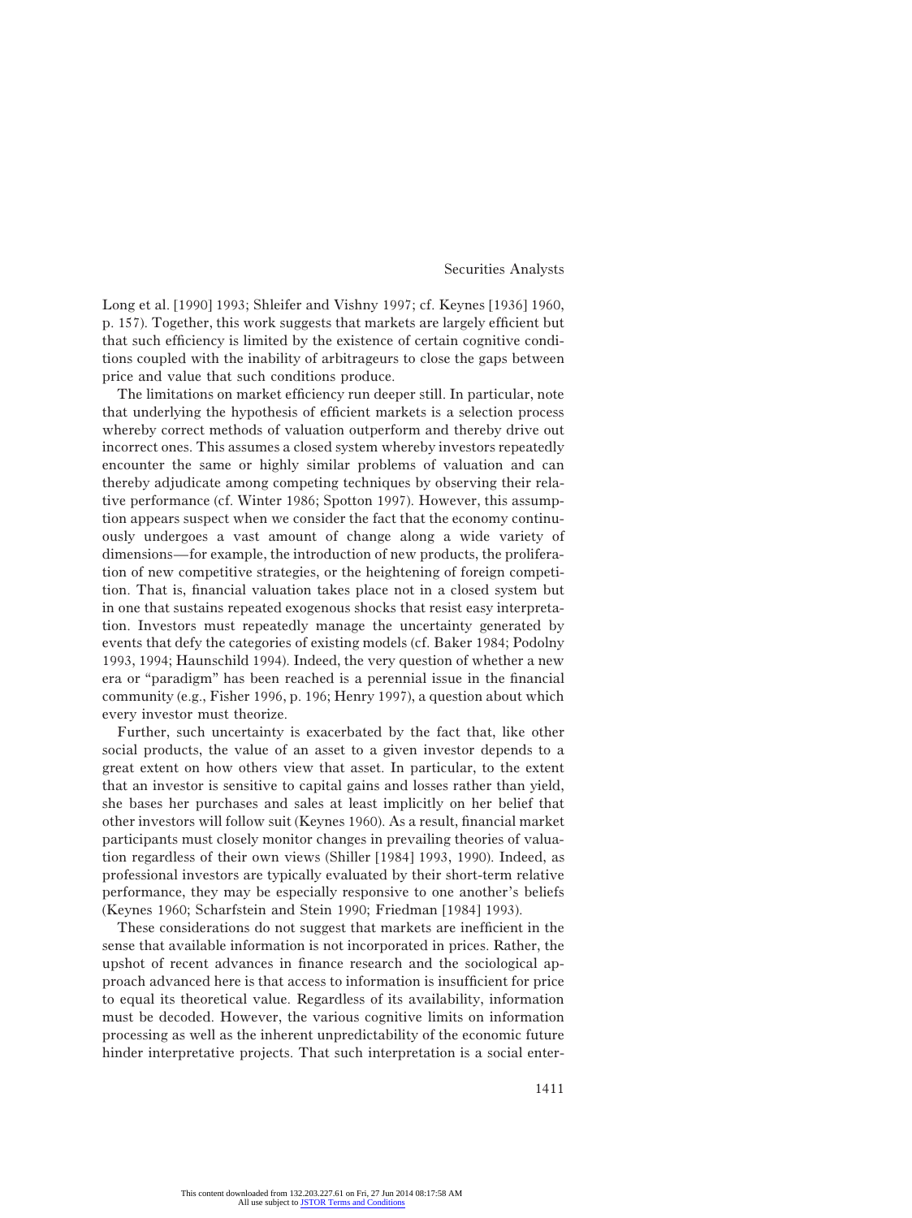Long et al. [1990] 1993; Shleifer and Vishny 1997; cf. Keynes [1936] 1960, p. 157). Together, this work suggests that markets are largely efficient but that such efficiency is limited by the existence of certain cognitive conditions coupled with the inability of arbitrageurs to close the gaps between price and value that such conditions produce.

The limitations on market efficiency run deeper still. In particular, note that underlying the hypothesis of efficient markets is a selection process whereby correct methods of valuation outperform and thereby drive out incorrect ones. This assumes a closed system whereby investors repeatedly encounter the same or highly similar problems of valuation and can thereby adjudicate among competing techniques by observing their relative performance (cf. Winter 1986; Spotton 1997). However, this assumption appears suspect when we consider the fact that the economy continuously undergoes a vast amount of change along a wide variety of dimensions—for example, the introduction of new products, the proliferation of new competitive strategies, or the heightening of foreign competition. That is, financial valuation takes place not in a closed system but in one that sustains repeated exogenous shocks that resist easy interpretation. Investors must repeatedly manage the uncertainty generated by events that defy the categories of existing models (cf. Baker 1984; Podolny 1993, 1994; Haunschild 1994). Indeed, the very question of whether a new era or "paradigm" has been reached is a perennial issue in the financial community (e.g., Fisher 1996, p. 196; Henry 1997), a question about which every investor must theorize.

Further, such uncertainty is exacerbated by the fact that, like other social products, the value of an asset to a given investor depends to a great extent on how others view that asset. In particular, to the extent that an investor is sensitive to capital gains and losses rather than yield, she bases her purchases and sales at least implicitly on her belief that other investors will follow suit (Keynes 1960). As a result, financial market participants must closely monitor changes in prevailing theories of valuation regardless of their own views (Shiller [1984] 1993, 1990). Indeed, as professional investors are typically evaluated by their short-term relative performance, they may be especially responsive to one another's beliefs (Keynes 1960; Scharfstein and Stein 1990; Friedman [1984] 1993).

These considerations do not suggest that markets are inefficient in the sense that available information is not incorporated in prices. Rather, the upshot of recent advances in finance research and the sociological approach advanced here is that access to information is insufficient for price to equal its theoretical value. Regardless of its availability, information must be decoded. However, the various cognitive limits on information processing as well as the inherent unpredictability of the economic future hinder interpretative projects. That such interpretation is a social enter-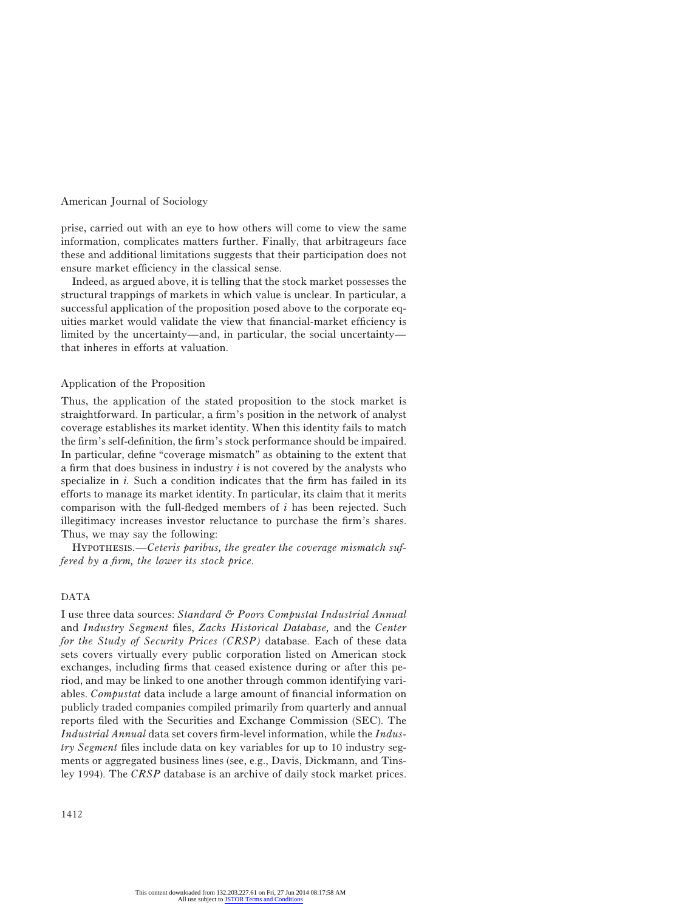prise, carried out with an eye to how others will come to view the same information, complicates matters further. Finally, that arbitrageurs face these and additional limitations suggests that their participation does not ensure market efficiency in the classical sense.

Indeed, as argued above, it is telling that the stock market possesses the structural trappings of markets in which value is unclear. In particular, a successful application of the proposition posed above to the corporate equities market would validate the view that financial-market efficiency is limited by the uncertainty—and, in particular, the social uncertainty—that inheres in efforts at valuation.

### Application of the Proposition

Thus, the application of the stated proposition to the stock market is straightforward. In particular, a firm's position in the network of analyst coverage establishes its market identity. When this identity fails to match the firm's self-definition, the firm's stock performance should be impaired. In particular, define "coverage mismatch" as obtaining to the extent that a firm that does business in industry $i$ is not covered by the analysts who specialize in $i$. Such a condition indicates that the firm has failed in its efforts to manage its market identity. In particular, its claim that it merits comparison with the full-fledged members of $i$ has been rejected. Such illegitimacy increases investor reluctance to purchase the firm's shares. Thus, we may say the following:

HYPOTHESIS.—*Ceteris paribus, the greater the coverage mismatch suffered by a firm, the lower its stock price.*

## DATA

I use three data sources: *Standard & Poors Compustat Industrial Annual* and *Industry Segment* files, *Zacks Historical Database,* and the *Center for the Study of Security Prices (CRSP)* database. Each of these data sets covers virtually every public corporation listed on American stock exchanges, including firms that ceased existence during or after this period, and may be linked to one another through common identifying variables. *Compustat* data include a large amount of financial information on publicly traded companies compiled primarily from quarterly and annual reports filed with the Securities and Exchange Commission (SEC). The *Industrial Annual* data set covers firm-level information, while the *Industry Segment* files include data on key variables for up to 10 industry segments or aggregated business lines (see, e.g., Davis, Dickmann, and Tinsley 1994). The *CRSP* database is an archive of daily stock market prices.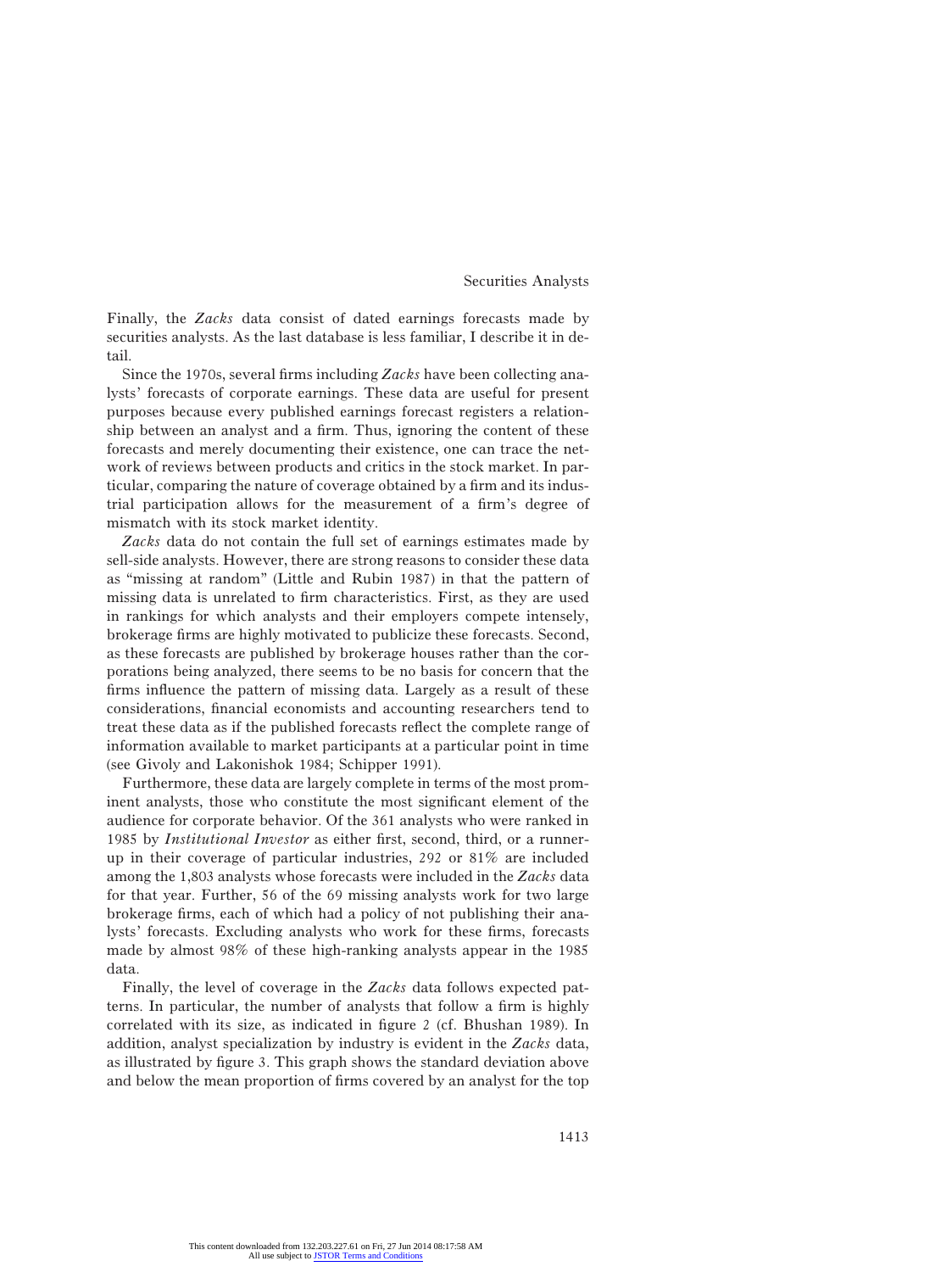Finally, the *Zacks* data consist of dated earnings forecasts made by securities analysts. As the last database is less familiar, I describe it in detail.

Since the 1970s, several firms including *Zacks* have been collecting analysts' forecasts of corporate earnings. These data are useful for present purposes because every published earnings forecast registers a relationship between an analyst and a firm. Thus, ignoring the content of these forecasts and merely documenting their existence, one can trace the network of reviews between products and critics in the stock market. In particular, comparing the nature of coverage obtained by a firm and its industrial participation allows for the measurement of a firm's degree of mismatch with its stock market identity.

*Zacks* data do not contain the full set of earnings estimates made by sell-side analysts. However, there are strong reasons to consider these data as "missing at random" (Little and Rubin 1987) in that the pattern of missing data is unrelated to firm characteristics. First, as they are used in rankings for which analysts and their employers compete intensely, brokerage firms are highly motivated to publicize these forecasts. Second, as these forecasts are published by brokerage houses rather than the corporations being analyzed, there seems to be no basis for concern that the firms influence the pattern of missing data. Largely as a result of these considerations, financial economists and accounting researchers tend to treat these data as if the published forecasts reflect the complete range of information available to market participants at a particular point in time (see Givoly and Lakonishok 1984; Schipper 1991).

Furthermore, these data are largely complete in terms of the most prominent analysts, those who constitute the most significant element of the audience for corporate behavior. Of the 361 analysts who were ranked in 1985 by *Institutional Investor* as either first, second, third, or a runner-up in their coverage of particular industries, 292 or 81% are included among the 1,803 analysts whose forecasts were included in the *Zacks* data for that year. Further, 56 of the 69 missing analysts work for two large brokerage firms, each of which had a policy of not publishing their analysts' forecasts. Excluding analysts who work for these firms, forecasts made by almost 98% of these high-ranking analysts appear in the 1985 data.

Finally, the level of coverage in the *Zacks* data follows expected patterns. In particular, the number of analysts that follow a firm is highly correlated with its size, as indicated in figure 2 (cf. Bhushan 1989). In addition, analyst specialization by industry is evident in the *Zacks* data, as illustrated by figure 3. This graph shows the standard deviation above and below the mean proportion of firms covered by an analyst for the top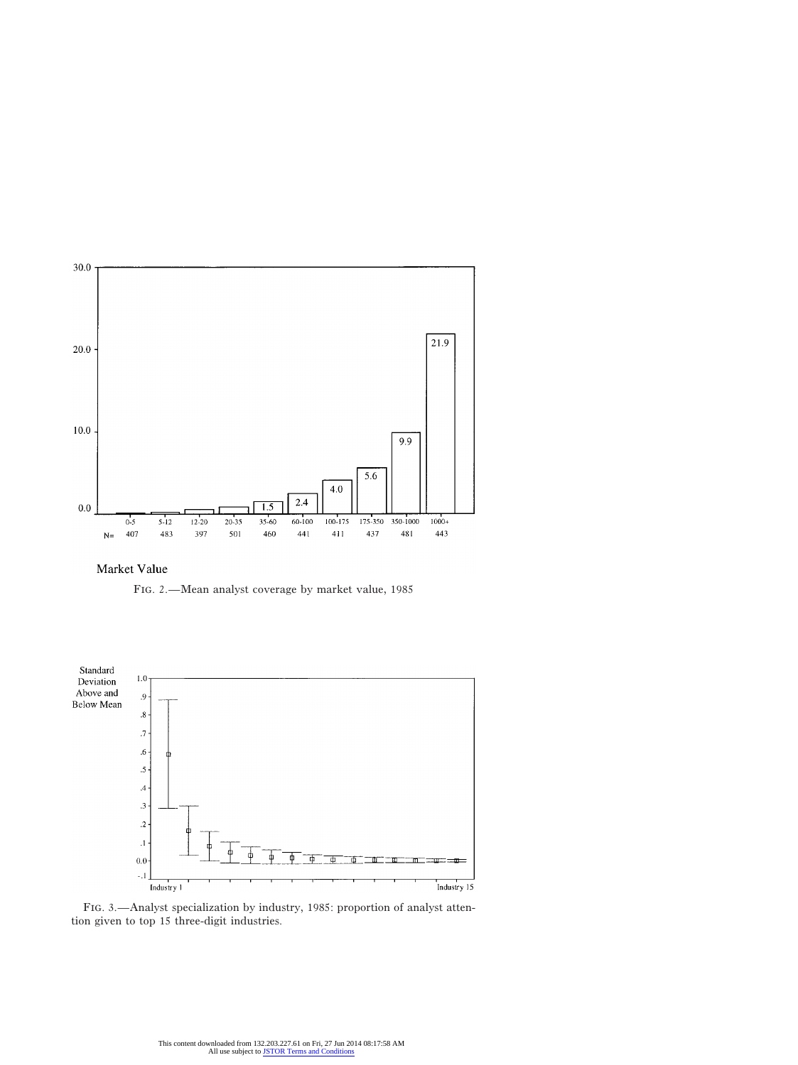FIG. 2.—Mean analyst coverage by market value, 1985

FIG. 3.—Analyst specialization by industry, 1985: proportion of analyst attention given to top 15 three-digit industries.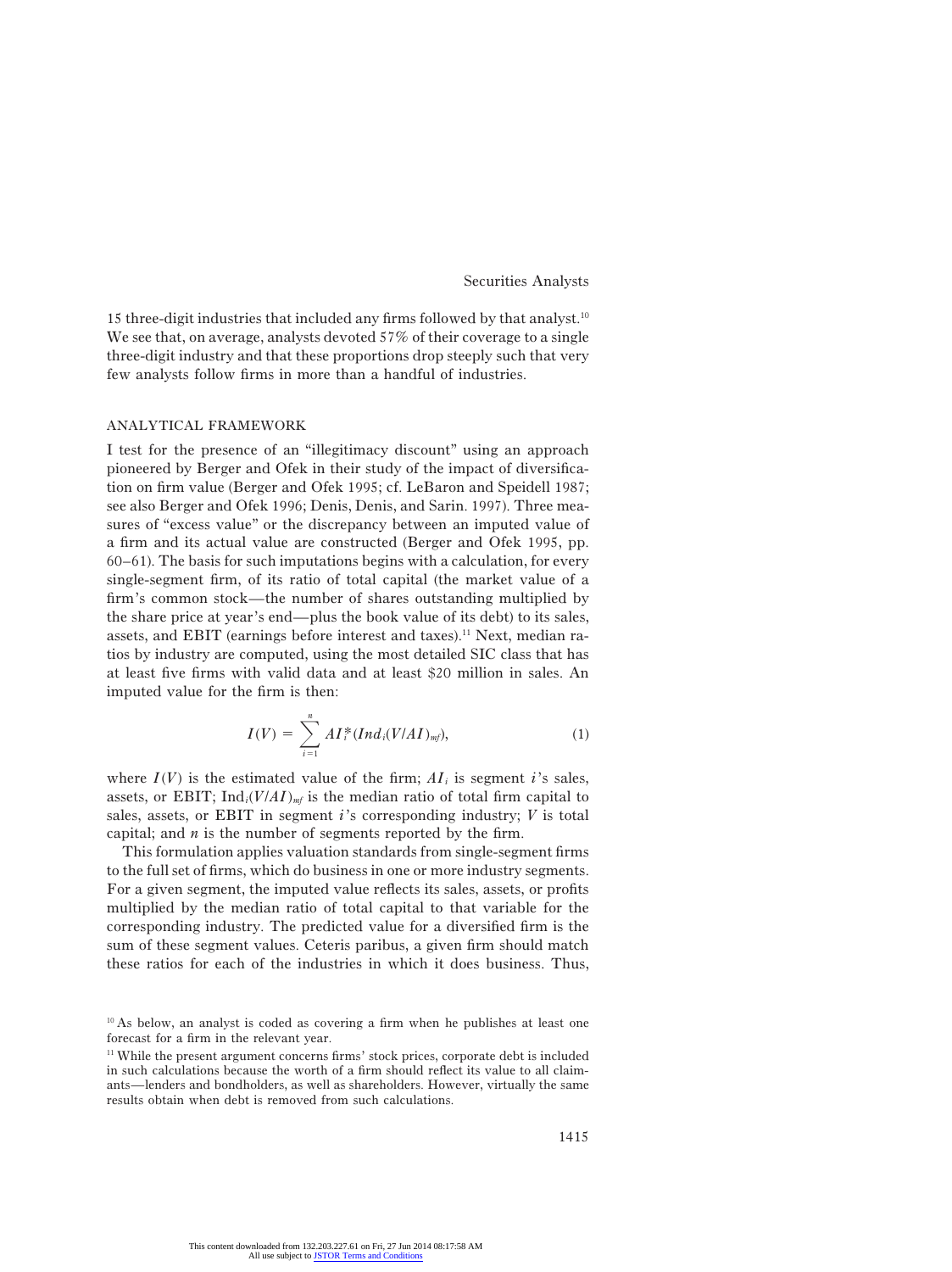15 three-digit industries that included any firms followed by that analyst.[10] We see that, on average, analysts devoted 57% of their coverage to a single three-digit industry and that these proportions drop steeply such that very few analysts follow firms in more than a handful of industries.

## ANALYTICAL FRAMEWORK

I test for the presence of an "illegitimacy discount" using an approach pioneered by Berger and Ofek in their study of the impact of diversification on firm value (Berger and Ofek 1995; cf. LeBaron and Speidell 1987; see also Berger and Ofek 1996; Denis, Denis, and Sarin. 1997). Three measures of "excess value" or the discrepancy between an imputed value of a firm and its actual value are constructed (Berger and Ofek 1995, pp. 60–61). The basis for such imputations begins with a calculation, for every single-segment firm, of its ratio of total capital (the market value of a firm's common stock—the number of shares outstanding multiplied by the share price at year's end—plus the book value of its debt) to its sales, assets, and EBIT (earnings before interest and taxes).[11] Next, median ratios by industry are computed, using the most detailed SIC class that has at least five firms with valid data and at least $20 million in sales. An imputed value for the firm is then:

$$I(V) = \sum_{i=1}^{n} AI_i^{*}(Ind_i(V/AI)_{mf}), \tag{1}$$

where $I(V)$ is the estimated value of the firm; $AI_i$ is segment $i$'s sales, assets, or EBIT; $\text{Ind}_i(V/AI)_{mf}$ is the median ratio of total firm capital to sales, assets, or EBIT in segment $i$'s corresponding industry; $V$ is total capital; and $n$ is the number of segments reported by the firm.

This formulation applies valuation standards from single-segment firms to the full set of firms, which do business in one or more industry segments. For a given segment, the imputed value reflects its sales, assets, or profits multiplied by the median ratio of total capital to that variable for the corresponding industry. The predicted value for a diversified firm is the sum of these segment values. Ceteris paribus, a given firm should match these ratios for each of the industries in which it does business. Thus,

[10] As below, an analyst is coded as covering a firm when he publishes at least one forecast for a firm in the relevant year.

[11] While the present argument concerns firms' stock prices, corporate debt is included in such calculations because the worth of a firm should reflect its value to all claimants—lenders and bondholders, as well as shareholders. However, virtually the same results obtain when debt is removed from such calculations.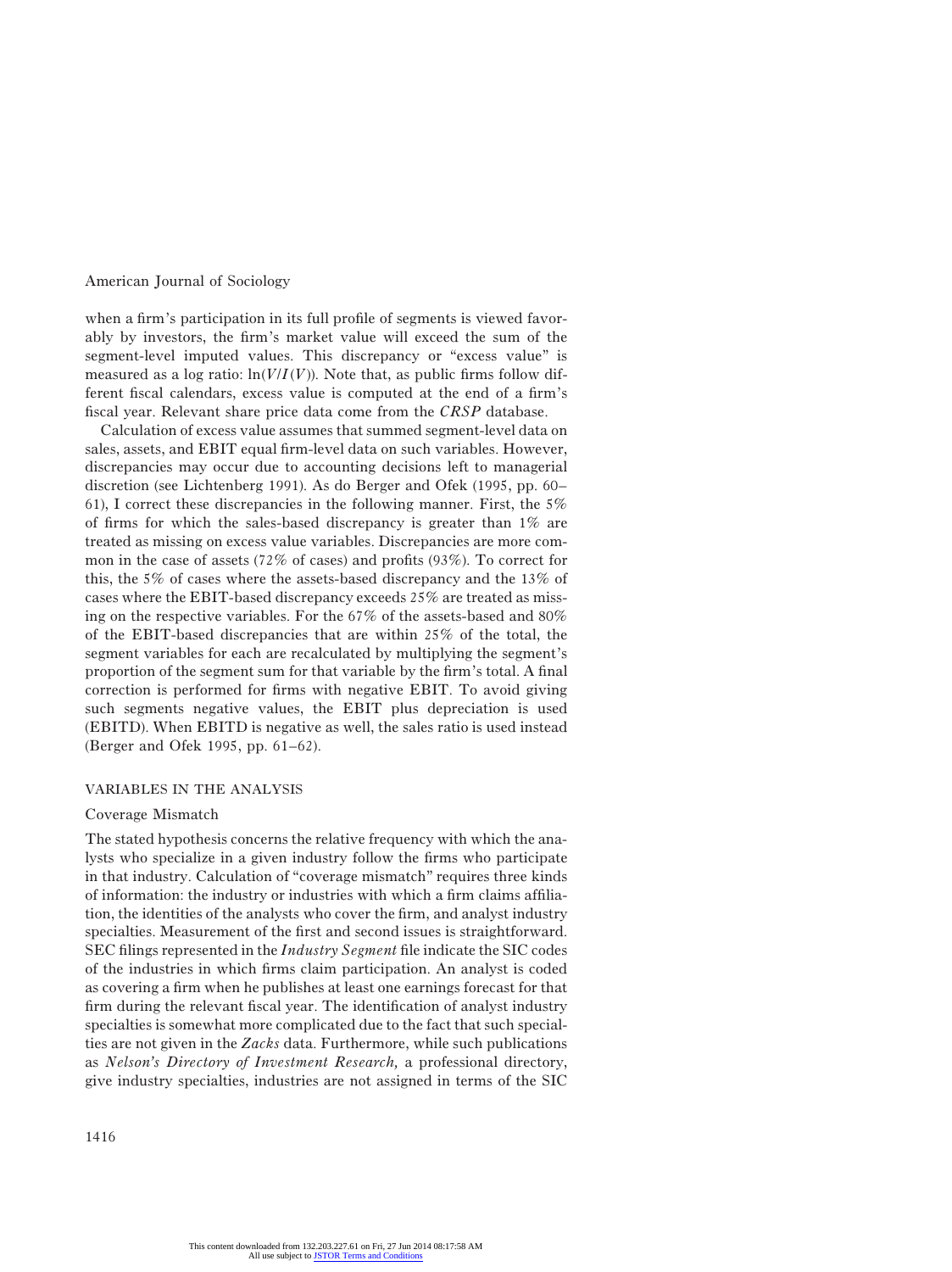when a firm's participation in its full profile of segments is viewed favorably by investors, the firm's market value will exceed the sum of the segment-level imputed values. This discrepancy or "excess value" is measured as a log ratio: $\ln(V/I(V))$. Note that, as public firms follow different fiscal calendars, excess value is computed at the end of a firm's fiscal year. Relevant share price data come from the *CRSP* database.

Calculation of excess value assumes that summed segment-level data on sales, assets, and EBIT equal firm-level data on such variables. However, discrepancies may occur due to accounting decisions left to managerial discretion (see Lichtenberg 1991). As do Berger and Ofek (1995, pp. 60–61), I correct these discrepancies in the following manner. First, the 5% of firms for which the sales-based discrepancy is greater than 1% are treated as missing on excess value variables. Discrepancies are more common in the case of assets (72% of cases) and profits (93%). To correct for this, the 5% of cases where the assets-based discrepancy and the 13% of cases where the EBIT-based discrepancy exceeds 25% are treated as missing on the respective variables. For the 67% of the assets-based and 80% of the EBIT-based discrepancies that are within 25% of the total, the segment variables for each are recalculated by multiplying the segment's proportion of the segment sum for that variable by the firm's total. A final correction is performed for firms with negative EBIT. To avoid giving such segments negative values, the EBIT plus depreciation is used (EBITD). When EBITD is negative as well, the sales ratio is used instead (Berger and Ofek 1995, pp. 61–62).

## VARIABLES IN THE ANALYSIS

### Coverage Mismatch

The stated hypothesis concerns the relative frequency with which the analysts who specialize in a given industry follow the firms who participate in that industry. Calculation of "coverage mismatch" requires three kinds of information: the industry or industries with which a firm claims affiliation, the identities of the analysts who cover the firm, and analyst industry specialties. Measurement of the first and second issues is straightforward. SEC filings represented in the *Industry Segment* file indicate the SIC codes of the industries in which firms claim participation. An analyst is coded as covering a firm when he publishes at least one earnings forecast for that firm during the relevant fiscal year. The identification of analyst industry specialties is somewhat more complicated due to the fact that such specialties are not given in the *Zacks* data. Furthermore, while such publications as *Nelson's Directory of Investment Research,* a professional directory, give industry specialties, industries are not assigned in terms of the SIC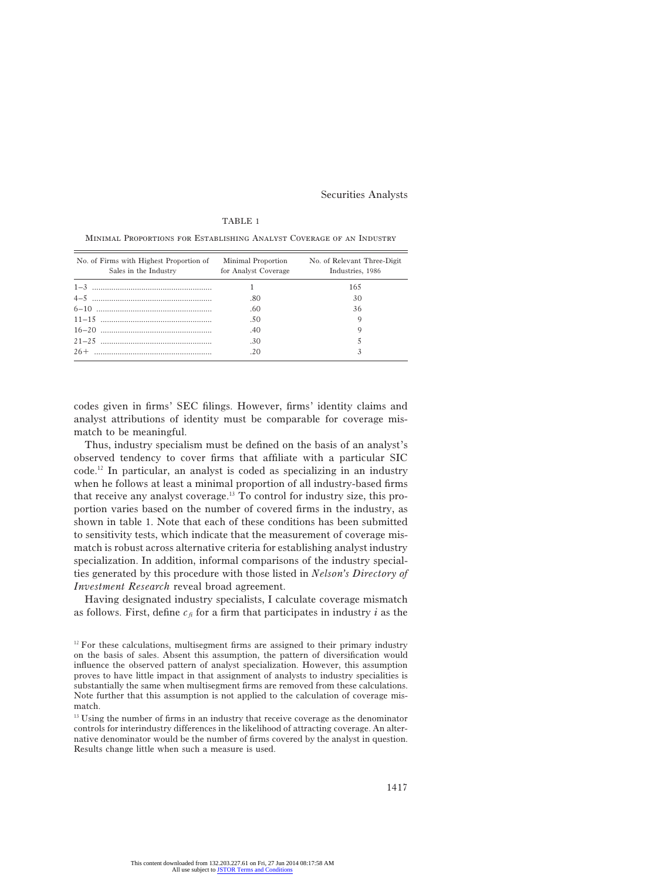TABLE 1

Minimal Proportions for Establishing Analyst Coverage of an Industry

| No. of Firms with Highest Proportion of Sales in the Industry | Minimal Proportion for Analyst Coverage | No. of Relevant Three-Digit Industries, 1986 |
|---|---|---|
| 1–3 | 1 | 165 |
| 4–5 | .80 | 30 |
| 6–10 | .60 | 36 |
| 11–15 | .50 | 9 |
| 16–20 | .40 | 9 |
| 21–25 | .30 | 5 |
| 26+ | .20 | 3 |

codes given in firms' SEC filings. However, firms' identity claims and analyst attributions of identity must be comparable for coverage mismatch to be meaningful.

Thus, industry specialism must be defined on the basis of an analyst's observed tendency to cover firms that affiliate with a particular SIC code.[12] In particular, an analyst is coded as specializing in an industry when he follows at least a minimal proportion of all industry-based firms that receive any analyst coverage.[13] To control for industry size, this proportion varies based on the number of covered firms in the industry, as shown in table 1. Note that each of these conditions has been submitted to sensitivity tests, which indicate that the measurement of coverage mismatch is robust across alternative criteria for establishing analyst industry specialization. In addition, informal comparisons of the industry specialties generated by this procedure with those listed in *Nelson's Directory of Investment Research* reveal broad agreement.

Having designated industry specialists, I calculate coverage mismatch as follows. First, define $c_{fi}$ for a firm that participates in industry $i$ as the

[12] For these calculations, multisegment firms are assigned to their primary industry on the basis of sales. Absent this assumption, the pattern of diversification would influence the observed pattern of analyst specialization. However, this assumption proves to have little impact in that assignment of analysts to industry specialities is substantially the same when multisegment firms are removed from these calculations. Note further that this assumption is not applied to the calculation of coverage mismatch.

[13] Using the number of firms in an industry that receive coverage as the denominator controls for interindustry differences in the likelihood of attracting coverage. An alternative denominator would be the number of firms covered by the analyst in question. Results change little when such a measure is used.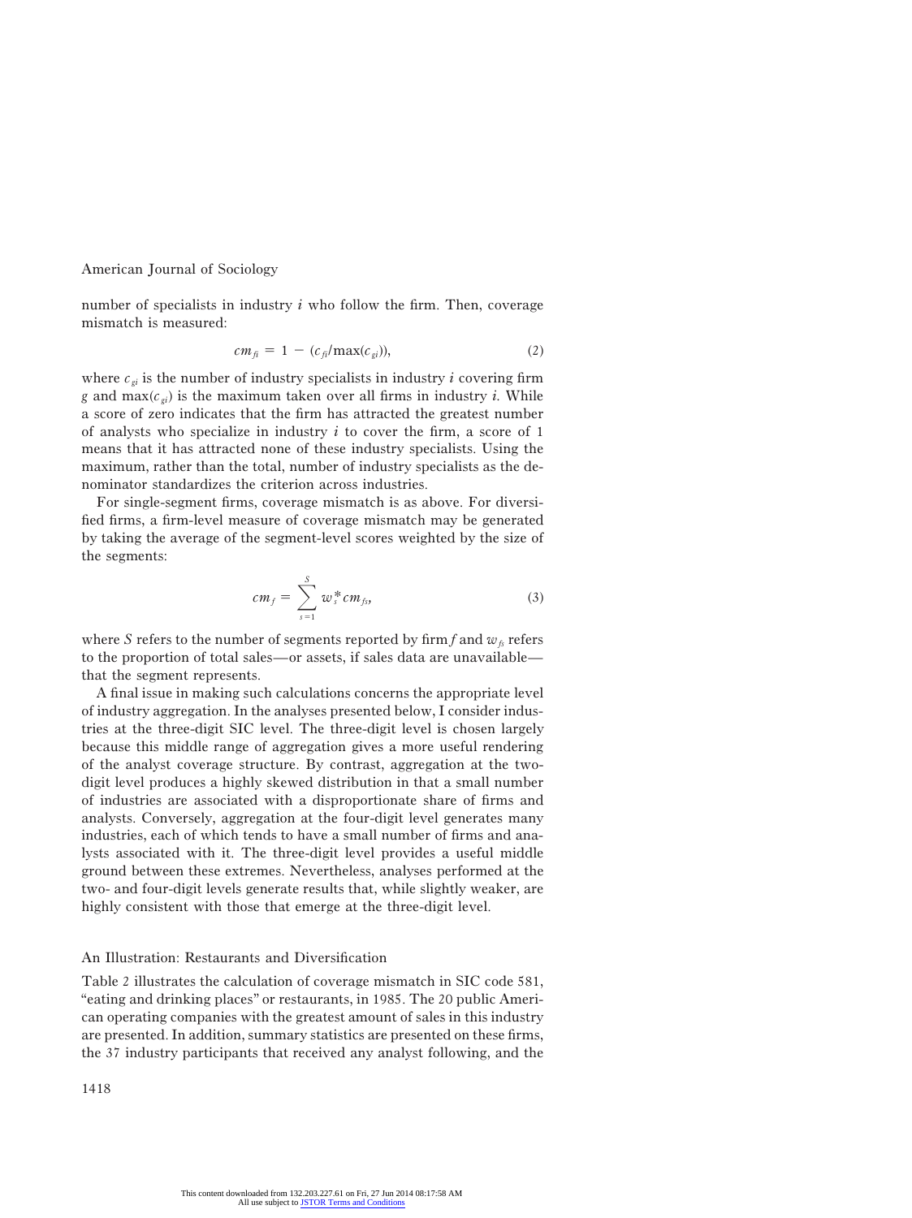number of specialists in industry $i$ who follow the firm. Then, coverage mismatch is measured:

$$cm_{fi} = 1 - (c_{fi}/\max(c_{gi})), \tag{2}$$

where $c_{gi}$ is the number of industry specialists in industry $i$ covering firm $g$ and $\max(c_{gi})$ is the maximum taken over all firms in industry $i$. While a score of zero indicates that the firm has attracted the greatest number of analysts who specialize in industry $i$ to cover the firm, a score of 1 means that it has attracted none of these industry specialists. Using the maximum, rather than the total, number of industry specialists as the denominator standardizes the criterion across industries.

For single-segment firms, coverage mismatch is as above. For diversified firms, a firm-level measure of coverage mismatch may be generated by taking the average of the segment-level scores weighted by the size of the segments:

$$cm_f = \sum_{s=1}^{S} w_s^* cm_{fs}, \tag{3}$$

where $S$ refers to the number of segments reported by firm $f$ and $w_{fs}$ refers to the proportion of total sales—or assets, if sales data are unavailable—that the segment represents.

A final issue in making such calculations concerns the appropriate level of industry aggregation. In the analyses presented below, I consider industries at the three-digit SIC level. The three-digit level is chosen largely because this middle range of aggregation gives a more useful rendering of the analyst coverage structure. By contrast, aggregation at the two-digit level produces a highly skewed distribution in that a small number of industries are associated with a disproportionate share of firms and analysts. Conversely, aggregation at the four-digit level generates many industries, each of which tends to have a small number of firms and analysts associated with it. The three-digit level provides a useful middle ground between these extremes. Nevertheless, analyses performed at the two- and four-digit levels generate results that, while slightly weaker, are highly consistent with those that emerge at the three-digit level.

## An Illustration: Restaurants and Diversification

Table 2 illustrates the calculation of coverage mismatch in SIC code 581, "eating and drinking places" or restaurants, in 1985. The 20 public American operating companies with the greatest amount of sales in this industry are presented. In addition, summary statistics are presented on these firms, the 37 industry participants that received any analyst following, and the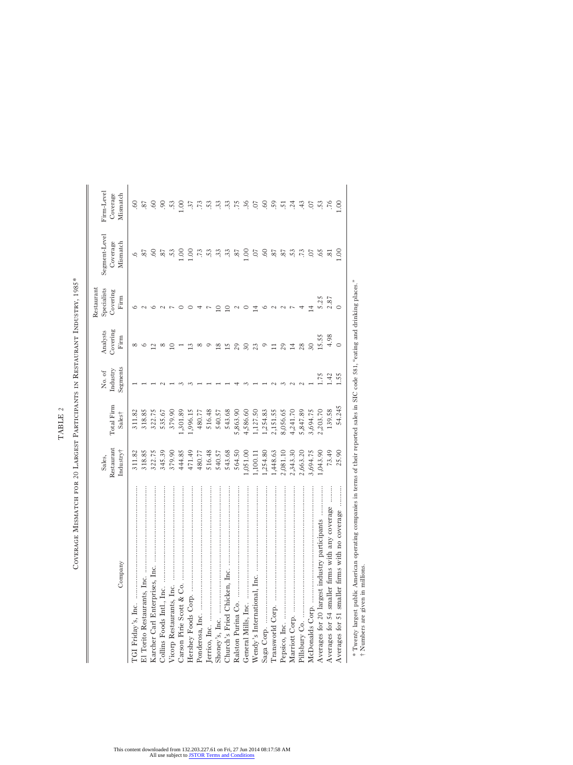TABLE 2

Coverage Mismatch for 20 Largest Participants in Restaurant Industry, 1985*

| Company | Sales, Restaurant Industry† | Total Firm Sales† | No. of Industry Segments | Analysts Covering Firm | Restaurant Specialists Covering Firm | Segment-Level Coverage Mismatch | Firm-Level Coverage Mismatch |
|---|---|---|---|---|---|---|---|
| TGI Friday's, Inc. | 311.82 | 311.82 | 1 | 8 | 6 | .6 | .60 |
| El Torito Restaurants, Inc. | 318.85 | 318.85 | 1 | 6 | 2 | .87 | .87 |
| Karcher Carl Enterprises, Inc. | 322.75 | 322.75 | 1 | 12 | 6 | .60 | .60 |
| Collins Foods Intl, Inc. | 345.39 | 535.67 | 2 | 8 | 2 | .87 | .90 |
| Vicorp Restaurants, Inc. | 379.90 | 379.90 | 1 | 10 | 7 | .53 | .53 |
| Carson Pirie Scott & Co. | 444.85 | 1,301.89 | 3 | 1 | 0 | 1.00 | 1.00 |
| Hershey Foods Corp. | 471.49 | 1,996.15 | 3 | 13 | 0 | 1.00 | .37 |
| Ponderosa, Inc. | 480.77 | 480.77 | 1 | 8 | 4 | .73 | .73 |
| Jerrico, Inc. | 516.48 | 516.48 | 1 | 9 | 7 | .53 | .53 |
| Shoney's, Inc. | 540.57 | 540.57 | 1 | 18 | 10 | .33 | .33 |
| Church's Fried Chicken, Inc. | 543.68 | 543.68 | 1 | 15 | 10 | .33 | .33 |
| Ralston Purina Co. | 564.50 | 5,863.90 | 4 | 29 | 2 | .87 | .75 |
| General Mills, Inc. | 1,051.00 | 4,586.60 | 3 | 30 | 0 | 1.00 | .36 |
| Wendy's International, Inc. | 1,100.11 | 1,127.50 | 1 | 23 | 14 | .07 | .07 |
| Saga Corp. | 1,254.80 | 1,254.83 | 1 | 9 | 6 | .60 | .60 |
| Transworld Corp. | 1,448.63 | 2,151.55 | 2 | 11 | 2 | .87 | .59 |
| Pepsico, Inc. | 2,081.10 | 8,056.65 | 3 | 29 | 2 | .87 | .51 |
| Marriott Corp. | 2,343.30 | 4,241.70 | 2 | 14 | 7 | .53 | .24 |
| Pillsbury Co. | 2,663.20 | 5,847.89 | 2 | 28 | 4 | .73 | .43 |
| McDonalds Corp. | 3,694.75 | 3,694.75 | 1 | 30 | 14 | .07 | .07 |
| Averages for 20 largest industry participants | 1,043.90 | 2,203.70 | 1.75 | 15.55 | 5.25 | .65 | .53 |
| Averages for 54 smaller firms with any coverage | 73.49 | 139.58 | 1.42 | 4.98 | 2.87 | .81 | .76 |
| Averages for 51 smaller firms with no coverage | 25.90 | 54.245 | 1.55 | 0 | 0 | 1.00 | 1.00 |

\* Twenty largest public American operating companies in terms of their reported sales in SIC code 581, "eating and drinking places."
† Numbers are given in millions.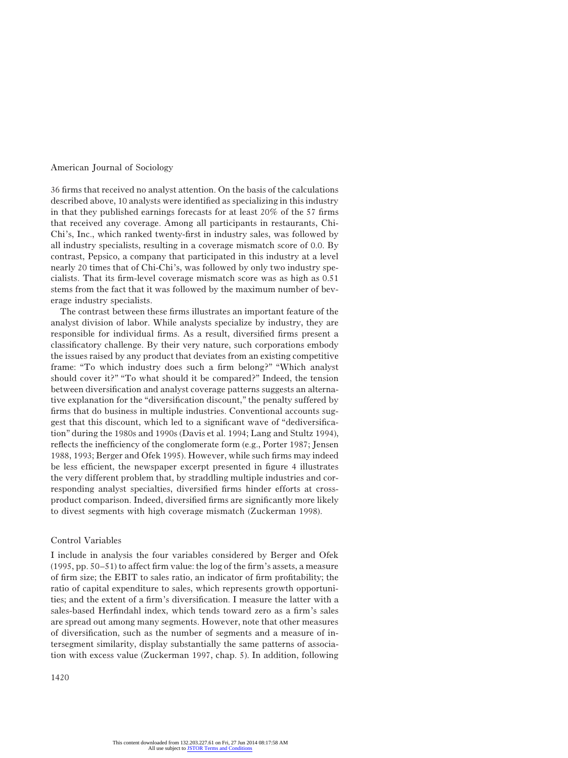36 firms that received no analyst attention. On the basis of the calculations described above, 10 analysts were identified as specializing in this industry in that they published earnings forecasts for at least 20% of the 57 firms that received any coverage. Among all participants in restaurants, Chi-Chi's, Inc., which ranked twenty-first in industry sales, was followed by all industry specialists, resulting in a coverage mismatch score of 0.0. By contrast, Pepsico, a company that participated in this industry at a level nearly 20 times that of Chi-Chi's, was followed by only two industry specialists. That its firm-level coverage mismatch score was as high as 0.51 stems from the fact that it was followed by the maximum number of beverage industry specialists.

The contrast between these firms illustrates an important feature of the analyst division of labor. While analysts specialize by industry, they are responsible for individual firms. As a result, diversified firms present a classificatory challenge. By their very nature, such corporations embody the issues raised by any product that deviates from an existing competitive frame: "To which industry does such a firm belong?" "Which analyst should cover it?" "To what should it be compared?" Indeed, the tension between diversification and analyst coverage patterns suggests an alternative explanation for the "diversification discount," the penalty suffered by firms that do business in multiple industries. Conventional accounts suggest that this discount, which led to a significant wave of "dediversification" during the 1980s and 1990s (Davis et al. 1994; Lang and Stultz 1994), reflects the inefficiency of the conglomerate form (e.g., Porter 1987; Jensen 1988, 1993; Berger and Ofek 1995). However, while such firms may indeed be less efficient, the newspaper excerpt presented in figure 4 illustrates the very different problem that, by straddling multiple industries and corresponding analyst specialties, diversified firms hinder efforts at cross-product comparison. Indeed, diversified firms are significantly more likely to divest segments with high coverage mismatch (Zuckerman 1998).

## Control Variables

I include in analysis the four variables considered by Berger and Ofek (1995, pp. 50–51) to affect firm value: the log of the firm's assets, a measure of firm size; the EBIT to sales ratio, an indicator of firm profitability; the ratio of capital expenditure to sales, which represents growth opportunities; and the extent of a firm's diversification. I measure the latter with a sales-based Herfindahl index, which tends toward zero as a firm's sales are spread out among many segments. However, note that other measures of diversification, such as the number of segments and a measure of intersegment similarity, display substantially the same patterns of association with excess value (Zuckerman 1997, chap. 5). In addition, following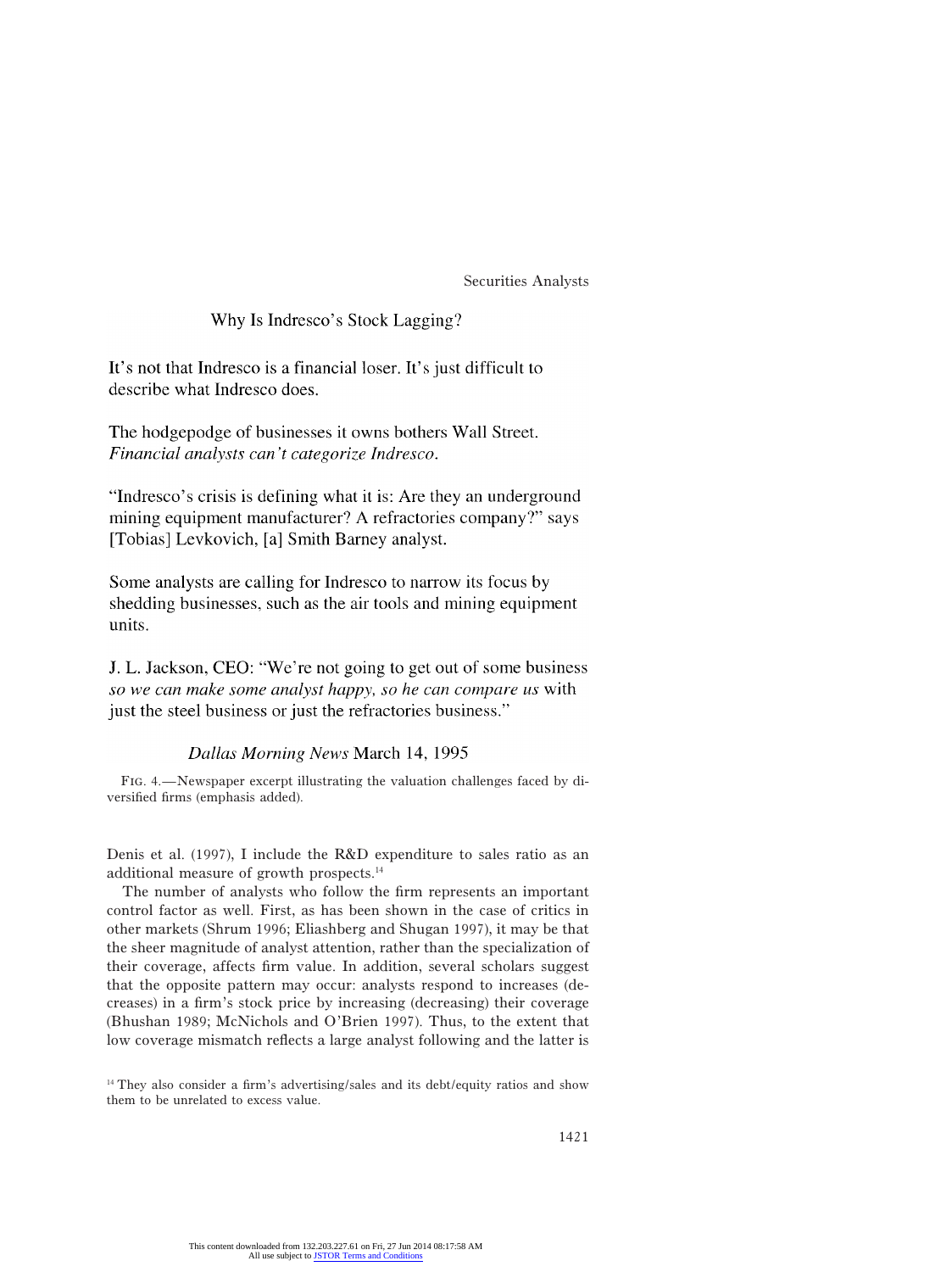Why Is Indresco's Stock Lagging?

It's not that Indresco is a financial loser. It's just difficult to describe what Indresco does.

The hodgepodge of businesses it owns bothers Wall Street. *Financial analysts can't categorize Indresco.*

"Indresco's crisis is defining what it is: Are they an underground mining equipment manufacturer? A refractories company?" says [Tobias] Levkovich, [a] Smith Barney analyst.

Some analysts are calling for Indresco to narrow its focus by shedding businesses, such as the air tools and mining equipment units.

J. L. Jackson, CEO: "We're not going to get out of some business *so we can make some analyst happy, so he can compare us* with just the steel business or just the refractories business."

*Dallas Morning News* March 14, 1995

FIG. 4.—Newspaper excerpt illustrating the valuation challenges faced by diversified firms (emphasis added).

Denis et al. (1997), I include the R&D expenditure to sales ratio as an additional measure of growth prospects.[14]

The number of analysts who follow the firm represents an important control factor as well. First, as has been shown in the case of critics in other markets (Shrum 1996; Eliashberg and Shugan 1997), it may be that the sheer magnitude of analyst attention, rather than the specialization of their coverage, affects firm value. In addition, several scholars suggest that the opposite pattern may occur: analysts respond to increases (decreases) in a firm's stock price by increasing (decreasing) their coverage (Bhushan 1989; McNichols and O'Brien 1997). Thus, to the extent that low coverage mismatch reflects a large analyst following and the latter is

[14] They also consider a firm's advertising/sales and its debt/equity ratios and show them to be unrelated to excess value.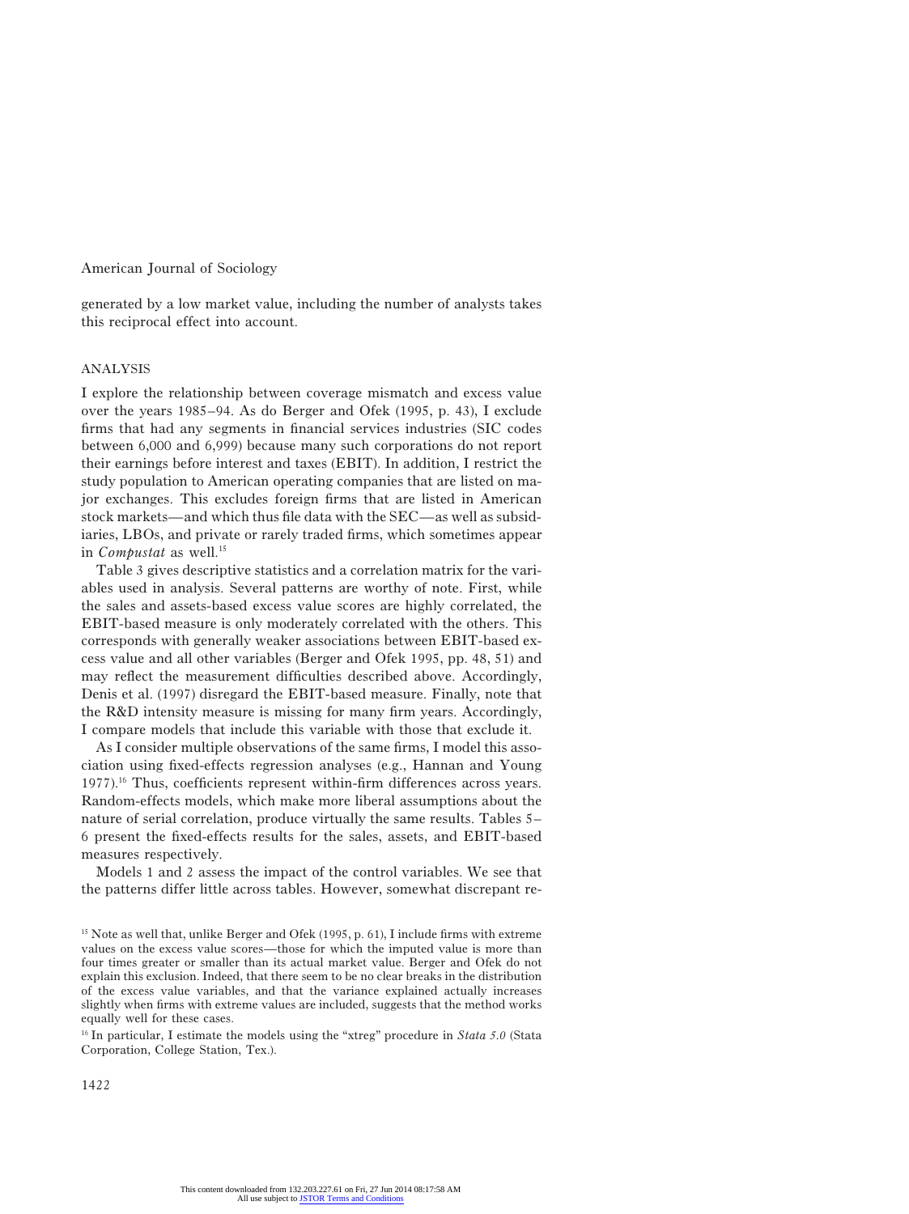generated by a low market value, including the number of analysts takes this reciprocal effect into account.

## ANALYSIS

I explore the relationship between coverage mismatch and excess value over the years 1985–94. As do Berger and Ofek (1995, p. 43), I exclude firms that had any segments in financial services industries (SIC codes between 6,000 and 6,999) because many such corporations do not report their earnings before interest and taxes (EBIT). In addition, I restrict the study population to American operating companies that are listed on major exchanges. This excludes foreign firms that are listed in American stock markets—and which thus file data with the SEC—as well as subsidiaries, LBOs, and private or rarely traded firms, which sometimes appear in *Compustat* as well.[15]

Table 3 gives descriptive statistics and a correlation matrix for the variables used in analysis. Several patterns are worthy of note. First, while the sales and assets-based excess value scores are highly correlated, the EBIT-based measure is only moderately correlated with the others. This corresponds with generally weaker associations between EBIT-based excess value and all other variables (Berger and Ofek 1995, pp. 48, 51) and may reflect the measurement difficulties described above. Accordingly, Denis et al. (1997) disregard the EBIT-based measure. Finally, note that the R&D intensity measure is missing for many firm years. Accordingly, I compare models that include this variable with those that exclude it.

As I consider multiple observations of the same firms, I model this association using fixed-effects regression analyses (e.g., Hannan and Young 1977).[16] Thus, coefficients represent within-firm differences across years. Random-effects models, which make more liberal assumptions about the nature of serial correlation, produce virtually the same results. Tables 5–6 present the fixed-effects results for the sales, assets, and EBIT-based measures respectively.

Models 1 and 2 assess the impact of the control variables. We see that the patterns differ little across tables. However, somewhat discrepant re-

[15] Note as well that, unlike Berger and Ofek (1995, p. 61), I include firms with extreme values on the excess value scores—those for which the imputed value is more than four times greater or smaller than its actual market value. Berger and Ofek do not explain this exclusion. Indeed, that there seem to be no clear breaks in the distribution of the excess value variables, and that the variance explained actually increases slightly when firms with extreme values are included, suggests that the method works equally well for these cases.

[16] In particular, I estimate the models using the "xtreg" procedure in *Stata 5.0* (Stata Corporation, College Station, Tex.).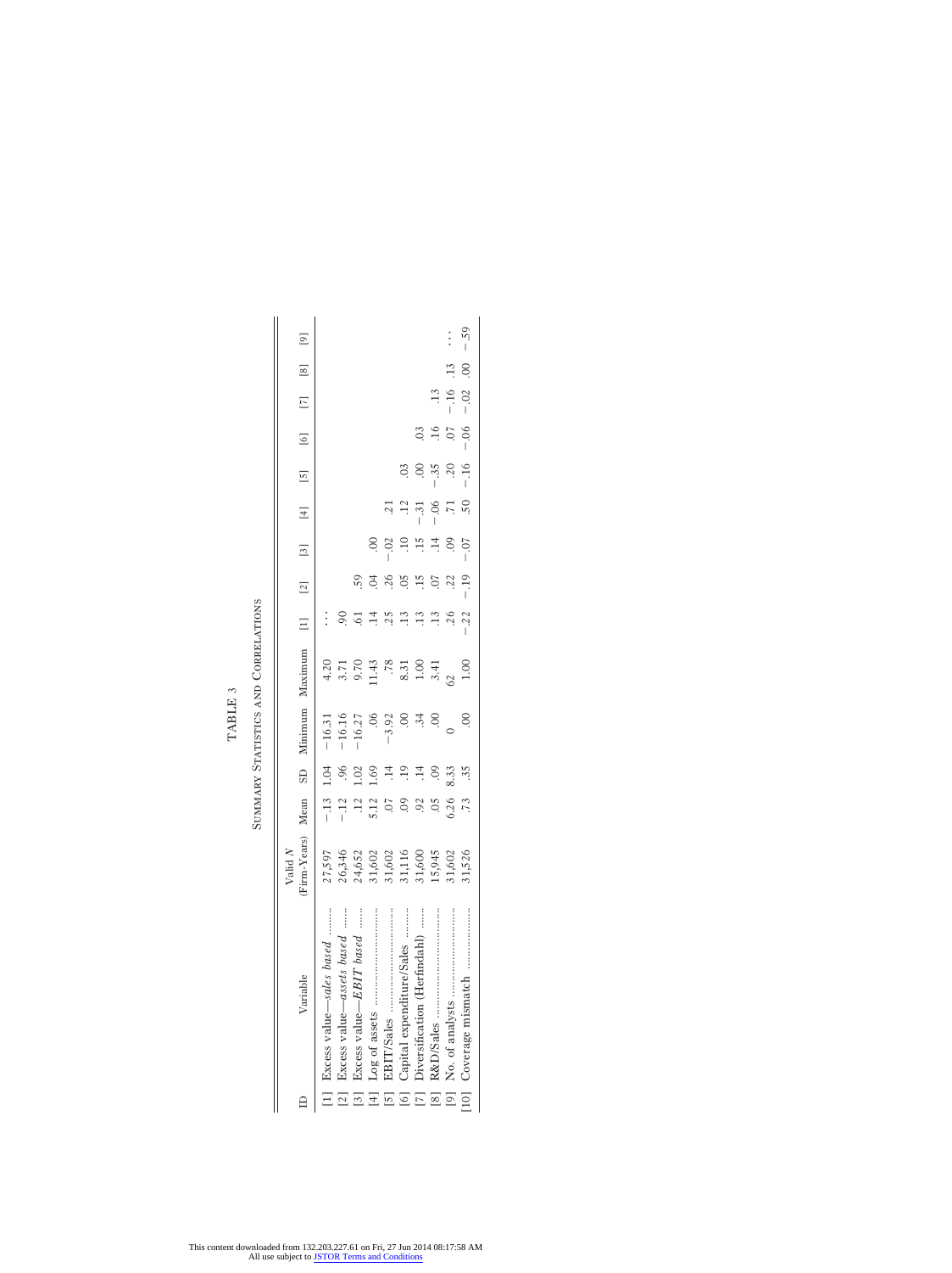TABLE 3

SUMMARY STATISTICS AND CORRELATIONS

| ID | Variable | Valid *N* (Firm-Years) | Mean | SD | Minimum | Maximum | [1] | [2] | [3] | [4] | [5] | [6] | [7] | [8] | [9] |
|---|---|---|---|---|---|---|---|---|---|---|---|---|---|---|---|
| [1] | Excess value—*sales based* | 27,597 | −.13 | 1.04 | −16.31 | 4.20 | … | | | | | | | | |
| [2] | Excess value—*assets based* | 26,346 | −.12 | .96 | −16.16 | 3.71 | .90 | | | | | | | | |
| [3] | Excess value—*EBIT based* | 24,652 | .12 | 1.02 | −16.27 | 9.70 | .61 | .59 | | | | | | | |
| [4] | Log of assets | 31,602 | 5.12 | 1.69 | .06 | 11.43 | .14 | .04 | .00 | | | | | | |
| [5] | EBIT/Sales | 31,602 | .07 | .14 | −3.92 | .78 | .25 | .26 | −.02 | .21 | | | | | |
| [6] | Capital expenditure/Sales | 31,116 | .09 | .19 | .00 | 8.31 | .13 | .05 | .10 | .12 | .03 | | | | |
| [7] | Diversification (Herfindahl) | 31,600 | .92 | .14 | .34 | 1.00 | .13 | .15 | .15 | −.31 | .00 | .03 | | | |
| [8] | R&D/Sales | 15,945 | .05 | .09 | .00 | 3.41 | .13 | .07 | .14 | −.06 | −.35 | .16 | .13 | | |
| [9] | No. of analysts | 31,602 | 6.26 | 8.33 | 0 | 62 | .26 | .22 | .09 | .71 | .20 | .07 | −.16 | .13 | … |
| [10] | Coverage mismatch | 31,526 | .73 | .35 | .00 | 1.00 | −.22 | −.19 | −.07 | .50 | −.16 | −.06 | −.02 | .00 | −.59 |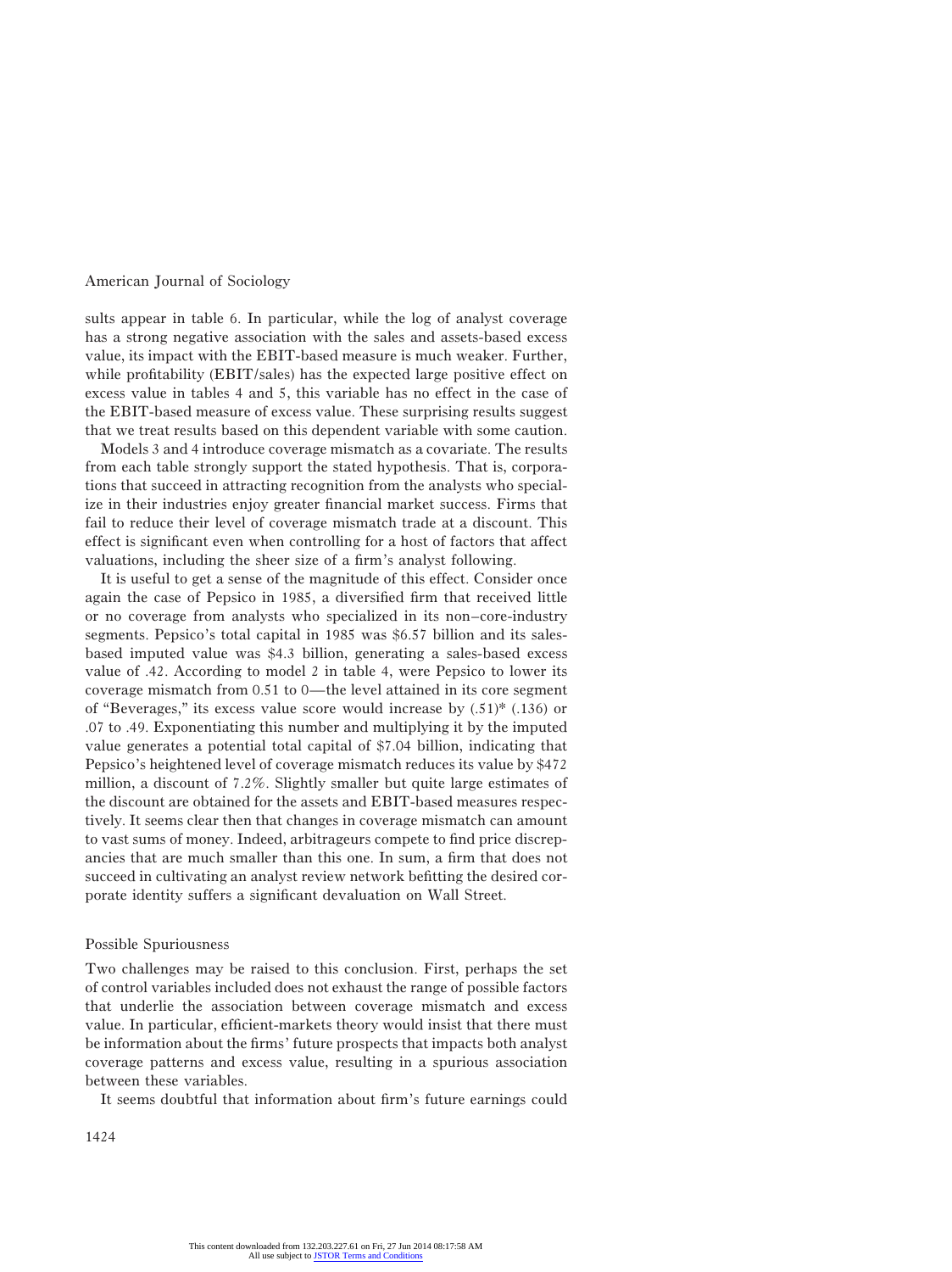sults appear in table 6. In particular, while the log of analyst coverage has a strong negative association with the sales and assets-based excess value, its impact with the EBIT-based measure is much weaker. Further, while profitability (EBIT/sales) has the expected large positive effect on excess value in tables 4 and 5, this variable has no effect in the case of the EBIT-based measure of excess value. These surprising results suggest that we treat results based on this dependent variable with some caution.

Models 3 and 4 introduce coverage mismatch as a covariate. The results from each table strongly support the stated hypothesis. That is, corporations that succeed in attracting recognition from the analysts who specialize in their industries enjoy greater financial market success. Firms that fail to reduce their level of coverage mismatch trade at a discount. This effect is significant even when controlling for a host of factors that affect valuations, including the sheer size of a firm's analyst following.

It is useful to get a sense of the magnitude of this effect. Consider once again the case of Pepsico in 1985, a diversified firm that received little or no coverage from analysts who specialized in its non–core-industry segments. Pepsico's total capital in 1985 was $6.57 billion and its sales-based imputed value was $4.3 billion, generating a sales-based excess value of .42. According to model 2 in table 4, were Pepsico to lower its coverage mismatch from 0.51 to 0—the level attained in its core segment of "Beverages," its excess value score would increase by (.51)* (.136) or .07 to .49. Exponentiating this number and multiplying it by the imputed value generates a potential total capital of $7.04 billion, indicating that Pepsico's heightened level of coverage mismatch reduces its value by $472 million, a discount of 7.2%. Slightly smaller but quite large estimates of the discount are obtained for the assets and EBIT-based measures respectively. It seems clear then that changes in coverage mismatch can amount to vast sums of money. Indeed, arbitrageurs compete to find price discrepancies that are much smaller than this one. In sum, a firm that does not succeed in cultivating an analyst review network befitting the desired corporate identity suffers a significant devaluation on Wall Street.

## Possible Spuriousness

Two challenges may be raised to this conclusion. First, perhaps the set of control variables included does not exhaust the range of possible factors that underlie the association between coverage mismatch and excess value. In particular, efficient-markets theory would insist that there must be information about the firms' future prospects that impacts both analyst coverage patterns and excess value, resulting in a spurious association between these variables.

It seems doubtful that information about firm's future earnings could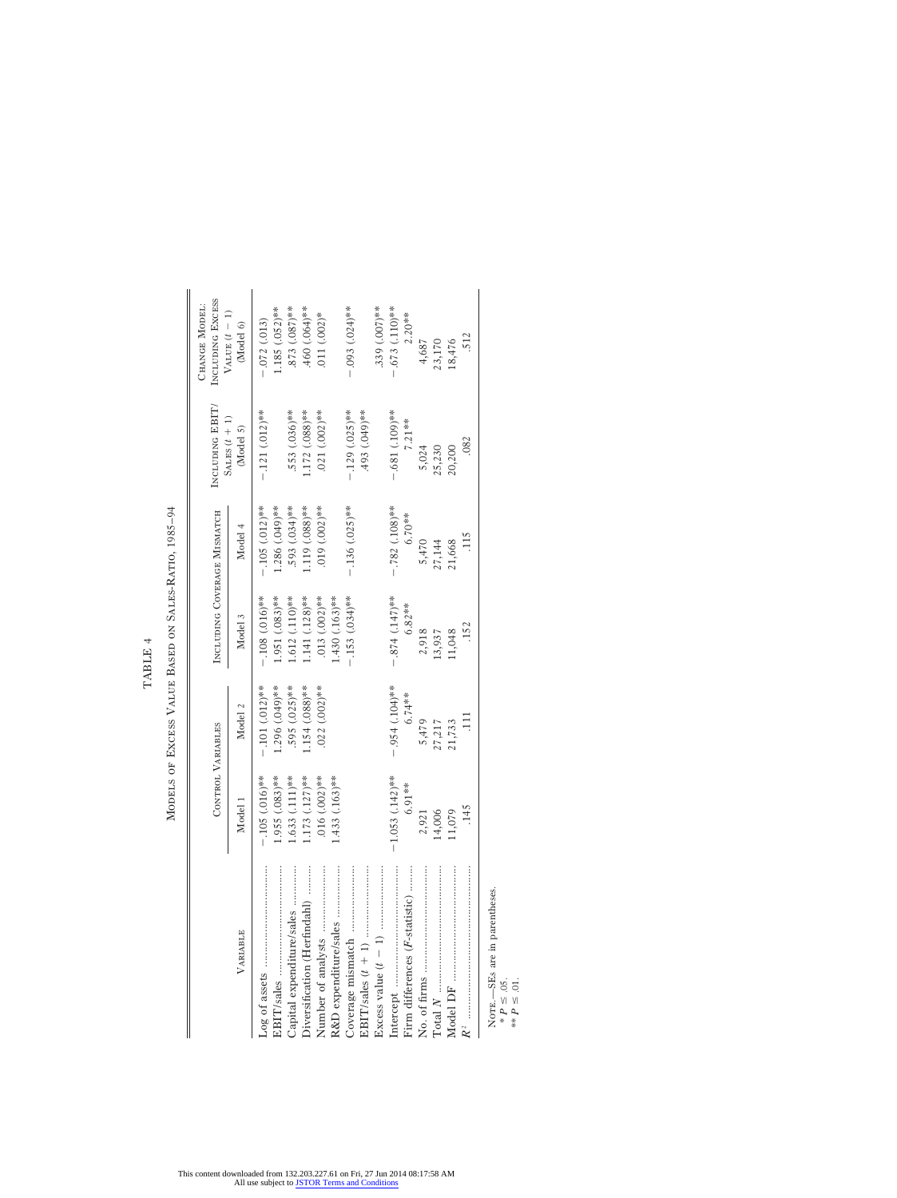TABLE 4

Models of Excess Value Based on Sales-Ratio, 1985–94

| Variable | Control Variables | | Including Coverage Mismatch | | Including EBIT/Sales $(t+1)$ (Model 5) | Change Model: Including Excess Value $(t-1)$ (Model 6) |
|---|---|---|---|---|---|---|
| | Model 1 | Model 2 | Model 3 | Model 4 | | |
| Log of assets | −.105 (.016)** | −.101 (.012)** | −.108 (.016)** | −.105 (.012)** | −.121 (.012)** | −.072 (.013) |
| EBIT/sales | 1.955 (.083)** | 1.296 (.049)** | 1.951 (.083)** | 1.286 (.049)** | | 1.185 (.052)** |
| Capital expenditure/sales | 1.633 (.111)** | .595 (.025)** | 1.612 (.110)** | .593 (.034)** | .553 (.036)** | .873 (.087)** |
| Diversification (Herfindahl) | 1.173 (.127)** | 1.154 (.088)** | 1.141 (.128)** | 1.119 (.088)** | 1.172 (.088)** | .460 (.064)** |
| Number of analysts | .016 (.002)** | .022 (.002)** | .013 (.002)** | .019 (.002)** | .021 (.002)** | .011 (.002)* |
| R&D expenditure/sales | 1.433 (.163)** | | 1.430 (.163)** | | | |
| Coverage mismatch | | | −.153 (.034)** | −.136 (.025)** | −.129 (.025)** | −.093 (.024)** |
| EBIT/sales $(t+1)$ | | | | | .493 (.049)** | |
| Excess value $(t-1)$ | | | | | | .339 (.007)** |
| Intercept | −1.053 (.142)** | −.954 (.104)** | −.874 (.147)** | −.782 (.108)** | −.681 (.109)** | −.673 (.110)** |
| Firm differences (*F*-statistic) | 6.91** | 6.74** | 6.82** | 6.70** | 7.21** | 2.20** |
| No. of firms | 2,921 | 5,479 | 2,918 | 5,470 | 5,024 | 4,687 |
| Total *N* | 14,006 | 27,217 | 13,937 | 27,144 | 25,230 | 23,170 |
| Model DF | 11,079 | 21,733 | 11,048 | 21,668 | 20,200 | 18,476 |
| $R^2$ | .145 | .111 | .152 | .115 | .082 | .512 |

Note.—SEs are in parentheses.
\* $P \leq .05$.
\*\* $P \leq .01$.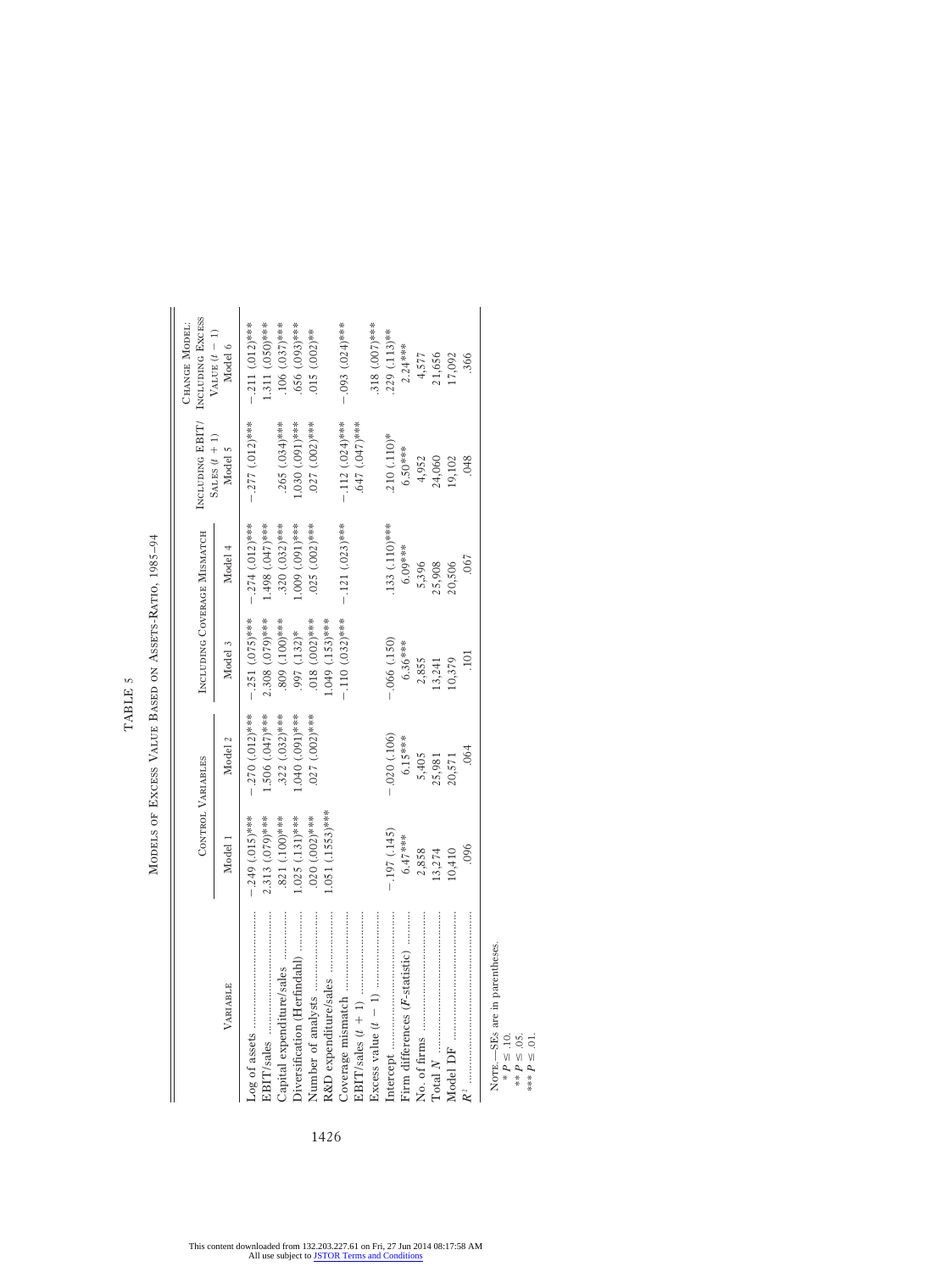TABLE 5

Models of Excess Value Based on Assets-Ratio, 1985–94

| Variable | Control Variables | | Including Coverage Mismatch | | Including EBIT/Sales (t + 1) | Change Model: Including Excess Value (t − 1) |
|---|---|---|---|---|---|---|
| | Model 1 | Model 2 | Model 3 | Model 4 | Model 5 | Model 6 |
| Log of assets | −.249 (.015)*** | −.270 (.012)*** | −.251 (.075)*** | −.274 (.012)*** | −.277 (.012)*** | −.211 (.012)*** |
| EBIT/sales | 2.313 (.079)*** | 1.506 (.047)*** | 2.308 (.079)*** | 1.498 (.047)*** | | 1.311 (.050)*** |
| Capital expenditure/sales | .821 (.100)*** | .322 (.032)*** | .809 (.100)*** | .320 (.032)*** | .265 (.034)*** | .106 (.037)*** |
| Diversification (Herfindahl) | 1.025 (.131)*** | 1.040 (.091)*** | .997 (.132)* | 1.009 (.091)*** | 1.030 (.091)*** | .656 (.093)*** |
| Number of analysts | .020 (.002)*** | .027 (.002)*** | .018 (.002)*** | .025 (.002)*** | .027 (.002)*** | .015 (.002)** |
| R&D expenditure/sales | 1.051 (.1553)*** | | 1.049 (.153)*** | | | |
| Coverage mismatch | | | −.110 (.032)*** | −.121 (.023)*** | −.112 (.024)*** | −.093 (.024)*** |
| EBIT/sales (t + 1) | | | | | .647 (.047)*** | |
| Excess value (t − 1) | | | | | | .318 (.007)*** |
| Intercept | −.197 (.145) | −.020 (.106) | −.066 (.150) | .133 (.110)*** | .210 (.110)* | .229 (.113)** |
| Firm differences (F-statistic) | 6.47*** | 6.15*** | 6.36*** | 6.09*** | 6.50*** | 2.24*** |
| No. of firms | 2,858 | 5,405 | 2,855 | 5,396 | 4,952 | 4,577 |
| Total N | 13,274 | 25,981 | 13,241 | 25,908 | 24,060 | 21,656 |
| Model DF | 10,410 | 20,571 | 10,379 | 20,506 | 19,102 | 17,092 |
| $R^2$ | .096 | .064 | .101 | .067 | .048 | .366 |

Note.—SEs are in parentheses.
\* $P \leq .10$.
\*\* $P \leq .05$.
\*\*\* $P \leq .01$.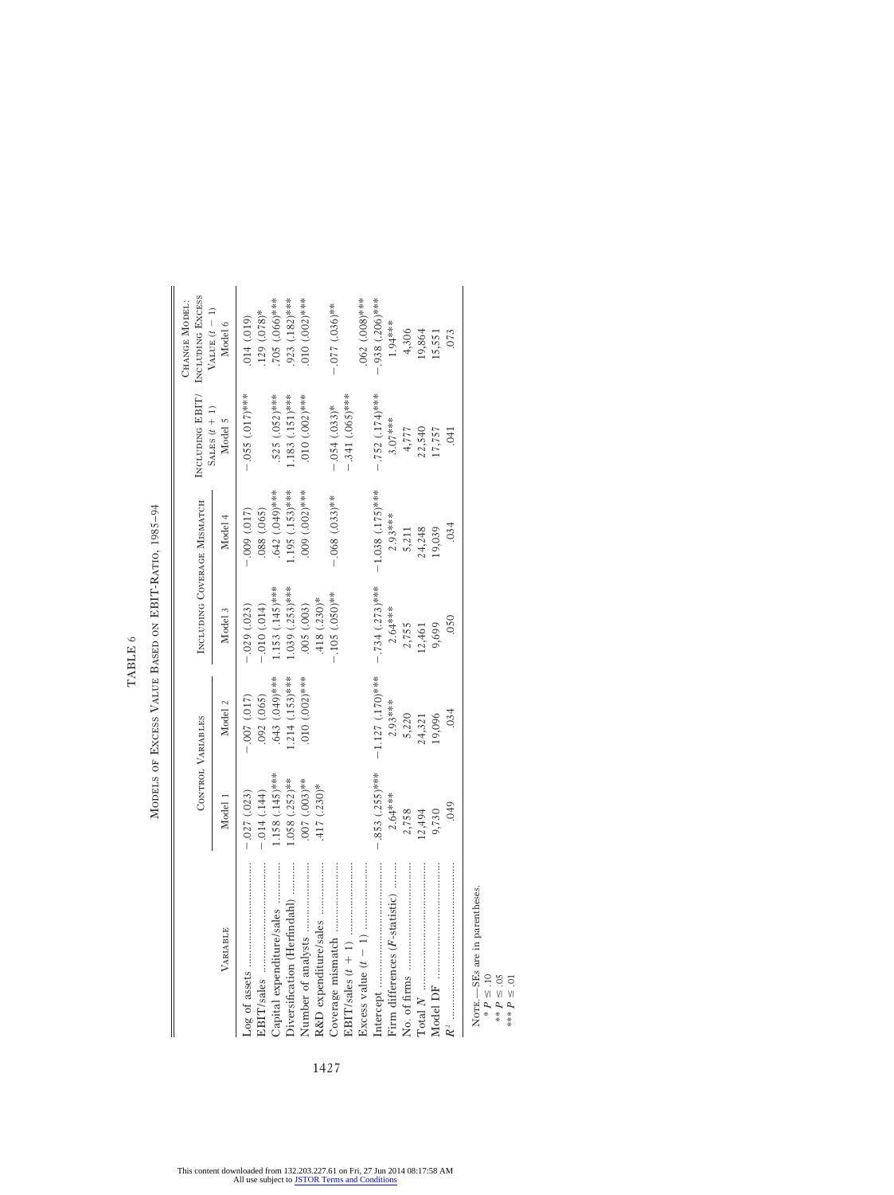TABLE 6

MODELS OF EXCESS VALUE BASED ON EBIT-RATIO, 1985–94

| VARIABLE | CONTROL VARIABLES | | INCLUDING COVERAGE MISMATCH | | INCLUDING EBIT/SALES $(t+1)$ | CHANGE MODEL: INCLUDING EXCESS VALUE $(t-1)$ |
|---|---|---|---|---|---|---|
| | Model 1 | Model 2 | Model 3 | Model 4 | Model 5 | Model 6 |
| Log of assets | −.027 (.023) | −.007 (.017) | −.029 (.023) | −.009 (.017) | −.055 (.017)*** | .014 (.019) |
| EBIT/sales | −.014 (.144) | .092 (.065) | −.010 (.014) | .088 (.065) | | .129 (.078)* |
| Capital expenditure/sales | 1.158 (.145)*** | .643 (.049)*** | 1.153 (.145)*** | .642 (.049)*** | .525 (.052)*** | .705 (.066)*** |
| Diversification (Herfindahl) | 1.058 (.252)** | 1.214 (.153)*** | 1.039 (.253)*** | 1.195 (.153)*** | 1.183 (.151)*** | .923 (.182)*** |
| Number of analysts | .007 (.003)** | .010 (.002)*** | .005 (.003) | .009 (.002)*** | .010 (.002)*** | .010 (.002)*** |
| R&D expenditure/sales | .417 (.230)* | | .418 (.230)* | | | |
| Coverage mismatch | | | −.105 (.050)** | −.068 (.033)** | −.054 (.033)* | −.077 (.036)** |
| EBIT/sales $(t+1)$ | | | | | −.341 (.065)*** | |
| Excess value $(t-1)$ | | | | | | .062 (.008)*** |
| Intercept | −.853 (.255)*** | −1.127 (.170)*** | −.734 (.273)*** | −1.038 (.175)*** | −.752 (.174)*** | −.938 (.206)*** |
| Firm differences ($F$-statistic) | 2.64*** | 2.93*** | 2.64*** | 2.93*** | 3.07*** | 1.94*** |
| No. of firms | 2,758 | 5,220 | 2,755 | 5,211 | 4,777 | 4,306 |
| Total $N$ | 12,494 | 24,321 | 12,461 | 24,248 | 22,540 | 19,864 |
| Model DF | 9,730 | 19,096 | 9,699 | 19,039 | 17,757 | 15,551 |
| $R^2$ | .049 | .034 | .050 | .034 | .041 | .073 |

NOTE.—SEs are in parentheses.
* $P \leq .10$
** $P \leq .05$
*** $P \leq .01$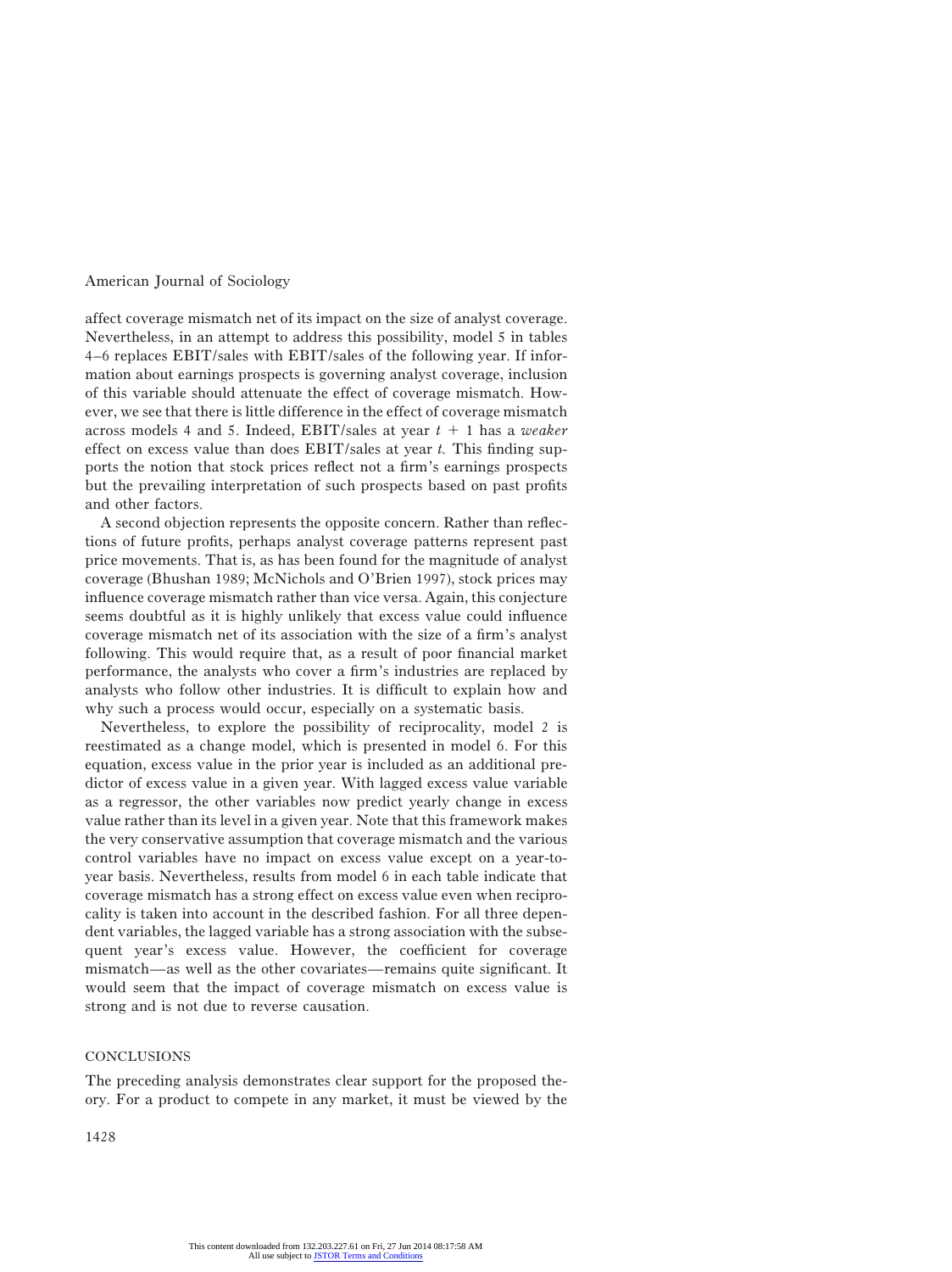affect coverage mismatch net of its impact on the size of analyst coverage. Nevertheless, in an attempt to address this possibility, model 5 in tables 4–6 replaces EBIT/sales with EBIT/sales of the following year. If information about earnings prospects is governing analyst coverage, inclusion of this variable should attenuate the effect of coverage mismatch. However, we see that there is little difference in the effect of coverage mismatch across models 4 and 5. Indeed, EBIT/sales at year $t + 1$ has a *weaker* effect on excess value than does EBIT/sales at year $t$. This finding supports the notion that stock prices reflect not a firm's earnings prospects but the prevailing interpretation of such prospects based on past profits and other factors.

A second objection represents the opposite concern. Rather than reflections of future profits, perhaps analyst coverage patterns represent past price movements. That is, as has been found for the magnitude of analyst coverage (Bhushan 1989; McNichols and O'Brien 1997), stock prices may influence coverage mismatch rather than vice versa. Again, this conjecture seems doubtful as it is highly unlikely that excess value could influence coverage mismatch net of its association with the size of a firm's analyst following. This would require that, as a result of poor financial market performance, the analysts who cover a firm's industries are replaced by analysts who follow other industries. It is difficult to explain how and why such a process would occur, especially on a systematic basis.

Nevertheless, to explore the possibility of reciprocality, model 2 is reestimated as a change model, which is presented in model 6. For this equation, excess value in the prior year is included as an additional predictor of excess value in a given year. With lagged excess value variable as a regressor, the other variables now predict yearly change in excess value rather than its level in a given year. Note that this framework makes the very conservative assumption that coverage mismatch and the various control variables have no impact on excess value except on a year-to-year basis. Nevertheless, results from model 6 in each table indicate that coverage mismatch has a strong effect on excess value even when reciprocality is taken into account in the described fashion. For all three dependent variables, the lagged variable has a strong association with the subsequent year's excess value. However, the coefficient for coverage mismatch—as well as the other covariates—remains quite significant. It would seem that the impact of coverage mismatch on excess value is strong and is not due to reverse causation.

## CONCLUSIONS

The preceding analysis demonstrates clear support for the proposed theory. For a product to compete in any market, it must be viewed by the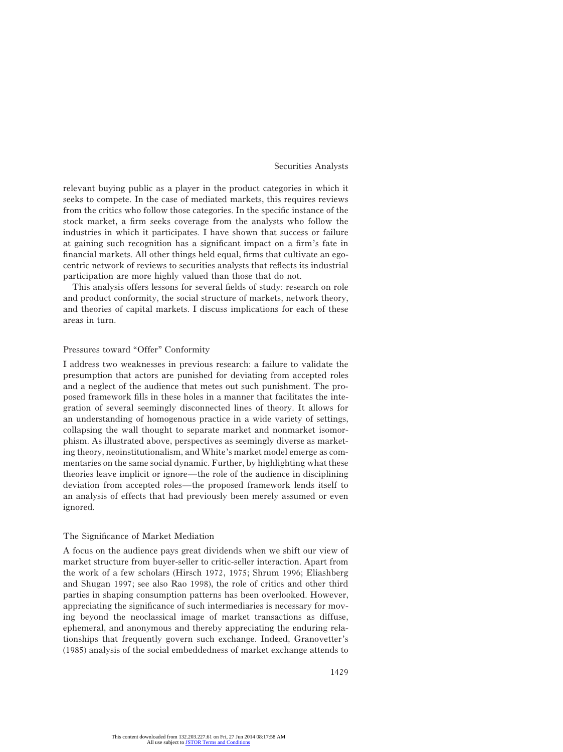relevant buying public as a player in the product categories in which it seeks to compete. In the case of mediated markets, this requires reviews from the critics who follow those categories. In the specific instance of the stock market, a firm seeks coverage from the analysts who follow the industries in which it participates. I have shown that success or failure at gaining such recognition has a significant impact on a firm's fate in financial markets. All other things held equal, firms that cultivate an egocentric network of reviews to securities analysts that reflects its industrial participation are more highly valued than those that do not.

This analysis offers lessons for several fields of study: research on role and product conformity, the social structure of markets, network theory, and theories of capital markets. I discuss implications for each of these areas in turn.

### Pressures toward "Offer" Conformity

I address two weaknesses in previous research: a failure to validate the presumption that actors are punished for deviating from accepted roles and a neglect of the audience that metes out such punishment. The proposed framework fills in these holes in a manner that facilitates the integration of several seemingly disconnected lines of theory. It allows for an understanding of homogenous practice in a wide variety of settings, collapsing the wall thought to separate market and nonmarket isomorphism. As illustrated above, perspectives as seemingly diverse as marketing theory, neoinstitutionalism, and White's market model emerge as commentaries on the same social dynamic. Further, by highlighting what these theories leave implicit or ignore—the role of the audience in disciplining deviation from accepted roles—the proposed framework lends itself to an analysis of effects that had previously been merely assumed or even ignored.

### The Significance of Market Mediation

A focus on the audience pays great dividends when we shift our view of market structure from buyer-seller to critic-seller interaction. Apart from the work of a few scholars (Hirsch 1972, 1975; Shrum 1996; Eliashberg and Shugan 1997; see also Rao 1998), the role of critics and other third parties in shaping consumption patterns has been overlooked. However, appreciating the significance of such intermediaries is necessary for moving beyond the neoclassical image of market transactions as diffuse, ephemeral, and anonymous and thereby appreciating the enduring relationships that frequently govern such exchange. Indeed, Granovetter's (1985) analysis of the social embeddedness of market exchange attends to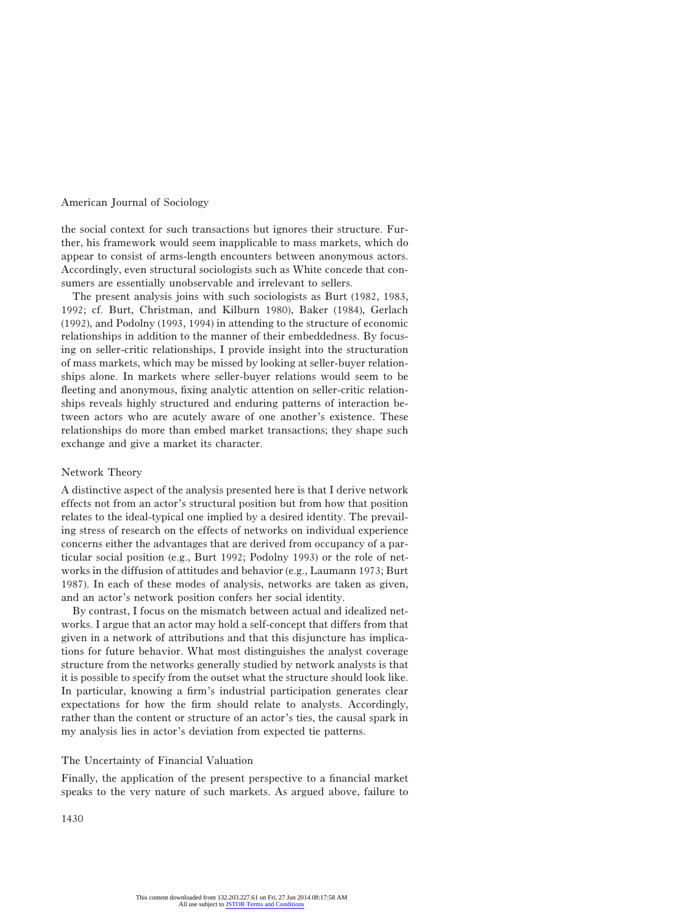the social context for such transactions but ignores their structure. Further, his framework would seem inapplicable to mass markets, which do appear to consist of arms-length encounters between anonymous actors. Accordingly, even structural sociologists such as White concede that consumers are essentially unobservable and irrelevant to sellers.

The present analysis joins with such sociologists as Burt (1982, 1983, 1992; cf. Burt, Christman, and Kilburn 1980), Baker (1984), Gerlach (1992), and Podolny (1993, 1994) in attending to the structure of economic relationships in addition to the manner of their embeddedness. By focusing on seller-critic relationships, I provide insight into the structuration of mass markets, which may be missed by looking at seller-buyer relationships alone. In markets where seller-buyer relations would seem to be fleeting and anonymous, fixing analytic attention on seller-critic relationships reveals highly structured and enduring patterns of interaction between actors who are acutely aware of one another's existence. These relationships do more than embed market transactions; they shape such exchange and give a market its character.

## Network Theory

A distinctive aspect of the analysis presented here is that I derive network effects not from an actor's structural position but from how that position relates to the ideal-typical one implied by a desired identity. The prevailing stress of research on the effects of networks on individual experience concerns either the advantages that are derived from occupancy of a particular social position (e.g., Burt 1992; Podolny 1993) or the role of networks in the diffusion of attitudes and behavior (e.g., Laumann 1973; Burt 1987). In each of these modes of analysis, networks are taken as given, and an actor's network position confers her social identity.

By contrast, I focus on the mismatch between actual and idealized networks. I argue that an actor may hold a self-concept that differs from that given in a network of attributions and that this disjuncture has implications for future behavior. What most distinguishes the analyst coverage structure from the networks generally studied by network analysts is that it is possible to specify from the outset what the structure should look like. In particular, knowing a firm's industrial participation generates clear expectations for how the firm should relate to analysts. Accordingly, rather than the content or structure of an actor's ties, the causal spark in my analysis lies in actor's deviation from expected tie patterns.

## The Uncertainty of Financial Valuation

Finally, the application of the present perspective to a financial market speaks to the very nature of such markets. As argued above, failure to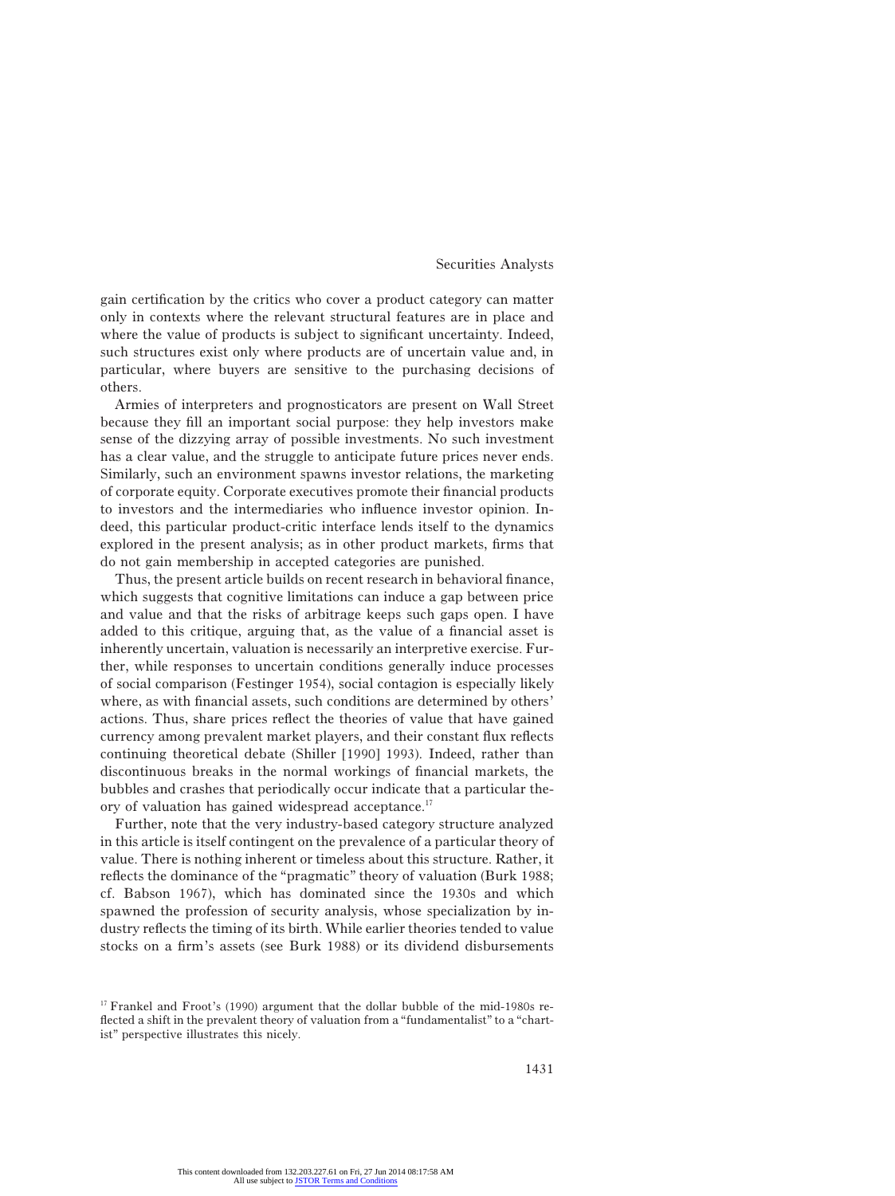gain certification by the critics who cover a product category can matter only in contexts where the relevant structural features are in place and where the value of products is subject to significant uncertainty. Indeed, such structures exist only where products are of uncertain value and, in particular, where buyers are sensitive to the purchasing decisions of others.

Armies of interpreters and prognosticators are present on Wall Street because they fill an important social purpose: they help investors make sense of the dizzying array of possible investments. No such investment has a clear value, and the struggle to anticipate future prices never ends. Similarly, such an environment spawns investor relations, the marketing of corporate equity. Corporate executives promote their financial products to investors and the intermediaries who influence investor opinion. Indeed, this particular product-critic interface lends itself to the dynamics explored in the present analysis; as in other product markets, firms that do not gain membership in accepted categories are punished.

Thus, the present article builds on recent research in behavioral finance, which suggests that cognitive limitations can induce a gap between price and value and that the risks of arbitrage keeps such gaps open. I have added to this critique, arguing that, as the value of a financial asset is inherently uncertain, valuation is necessarily an interpretive exercise. Further, while responses to uncertain conditions generally induce processes of social comparison (Festinger 1954), social contagion is especially likely where, as with financial assets, such conditions are determined by others' actions. Thus, share prices reflect the theories of value that have gained currency among prevalent market players, and their constant flux reflects continuing theoretical debate (Shiller [1990] 1993). Indeed, rather than discontinuous breaks in the normal workings of financial markets, the bubbles and crashes that periodically occur indicate that a particular theory of valuation has gained widespread acceptance.[17]

Further, note that the very industry-based category structure analyzed in this article is itself contingent on the prevalence of a particular theory of value. There is nothing inherent or timeless about this structure. Rather, it reflects the dominance of the "pragmatic" theory of valuation (Burk 1988; cf. Babson 1967), which has dominated since the 1930s and which spawned the profession of security analysis, whose specialization by industry reflects the timing of its birth. While earlier theories tended to value stocks on a firm's assets (see Burk 1988) or its dividend disbursements

[17] Frankel and Froot's (1990) argument that the dollar bubble of the mid-1980s reflected a shift in the prevalent theory of valuation from a "fundamentalist" to a "chartist" perspective illustrates this nicely.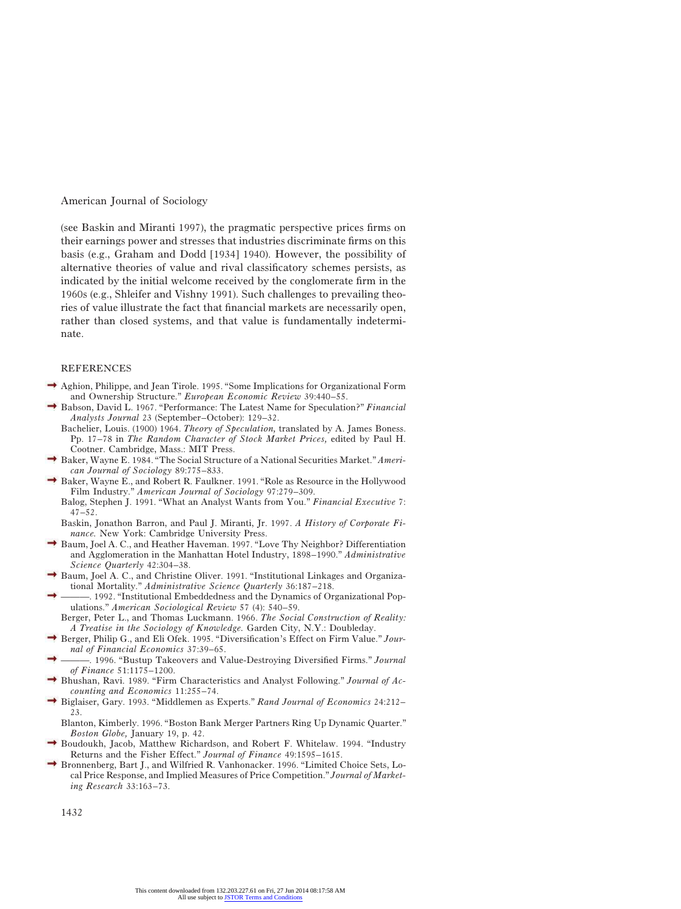(see Baskin and Miranti 1997), the pragmatic perspective prices firms on their earnings power and stresses that industries discriminate firms on this basis (e.g., Graham and Dodd [1934] 1940). However, the possibility of alternative theories of value and rival classificatory schemes persists, as indicated by the initial welcome received by the conglomerate firm in the 1960s (e.g., Shleifer and Vishny 1991). Such challenges to prevailing theories of value illustrate the fact that financial markets are necessarily open, rather than closed systems, and that value is fundamentally indeterminate.

## REFERENCES

Aghion, Philippe, and Jean Tirole. 1995. "Some Implications for Organizational Form and Ownership Structure." *European Economic Review* 39:440–55.

Babson, David L. 1967. "Performance: The Latest Name for Speculation?" *Financial Analysts Journal* 23 (September–October): 129–32.

Bachelier, Louis. (1900) 1964. *Theory of Speculation,* translated by A. James Boness. Pp. 17–78 in *The Random Character of Stock Market Prices,* edited by Paul H. Cootner. Cambridge, Mass.: MIT Press.

Baker, Wayne E. 1984. "The Social Structure of a National Securities Market." *American Journal of Sociology* 89:775–833.

Baker, Wayne E., and Robert R. Faulkner. 1991. "Role as Resource in the Hollywood Film Industry." *American Journal of Sociology* 97:279–309.

Balog, Stephen J. 1991. "What an Analyst Wants from You." *Financial Executive* 7: 47–52.

Baskin, Jonathon Barron, and Paul J. Miranti, Jr. 1997. *A History of Corporate Finance.* New York: Cambridge University Press.

Baum, Joel A. C., and Heather Haveman. 1997. "Love Thy Neighbor? Differentiation and Agglomeration in the Manhattan Hotel Industry, 1898–1990." *Administrative Science Quarterly* 42:304–38.

Baum, Joel A. C., and Christine Oliver. 1991. "Institutional Linkages and Organizational Mortality." *Administrative Science Quarterly* 36:187–218.

———. 1992. "Institutional Embeddedness and the Dynamics of Organizational Populations." *American Sociological Review* 57 (4): 540–59.

Berger, Peter L., and Thomas Luckmann. 1966. *The Social Construction of Reality: A Treatise in the Sociology of Knowledge.* Garden City, N.Y.: Doubleday.

Berger, Philip G., and Eli Ofek. 1995. "Diversification's Effect on Firm Value." *Journal of Financial Economics* 37:39–65.

———. 1996. "Bustup Takeovers and Value-Destroying Diversified Firms." *Journal of Finance* 51:1175–1200.

Bhushan, Ravi. 1989. "Firm Characteristics and Analyst Following." *Journal of Accounting and Economics* 11:255–74.

Biglaiser, Gary. 1993. "Middlemen as Experts." *Rand Journal of Economics* 24:212–23.

Blanton, Kimberly. 1996. "Boston Bank Merger Partners Ring Up Dynamic Quarter." *Boston Globe,* January 19, p. 42.

Boudoukh, Jacob, Matthew Richardson, and Robert F. Whitelaw. 1994. "Industry Returns and the Fisher Effect." *Journal of Finance* 49:1595–1615.

Bronnenberg, Bart J., and Wilfried R. Vanhonacker. 1996. "Limited Choice Sets, Local Price Response, and Implied Measures of Price Competition." *Journal of Marketing Research* 33:163–73.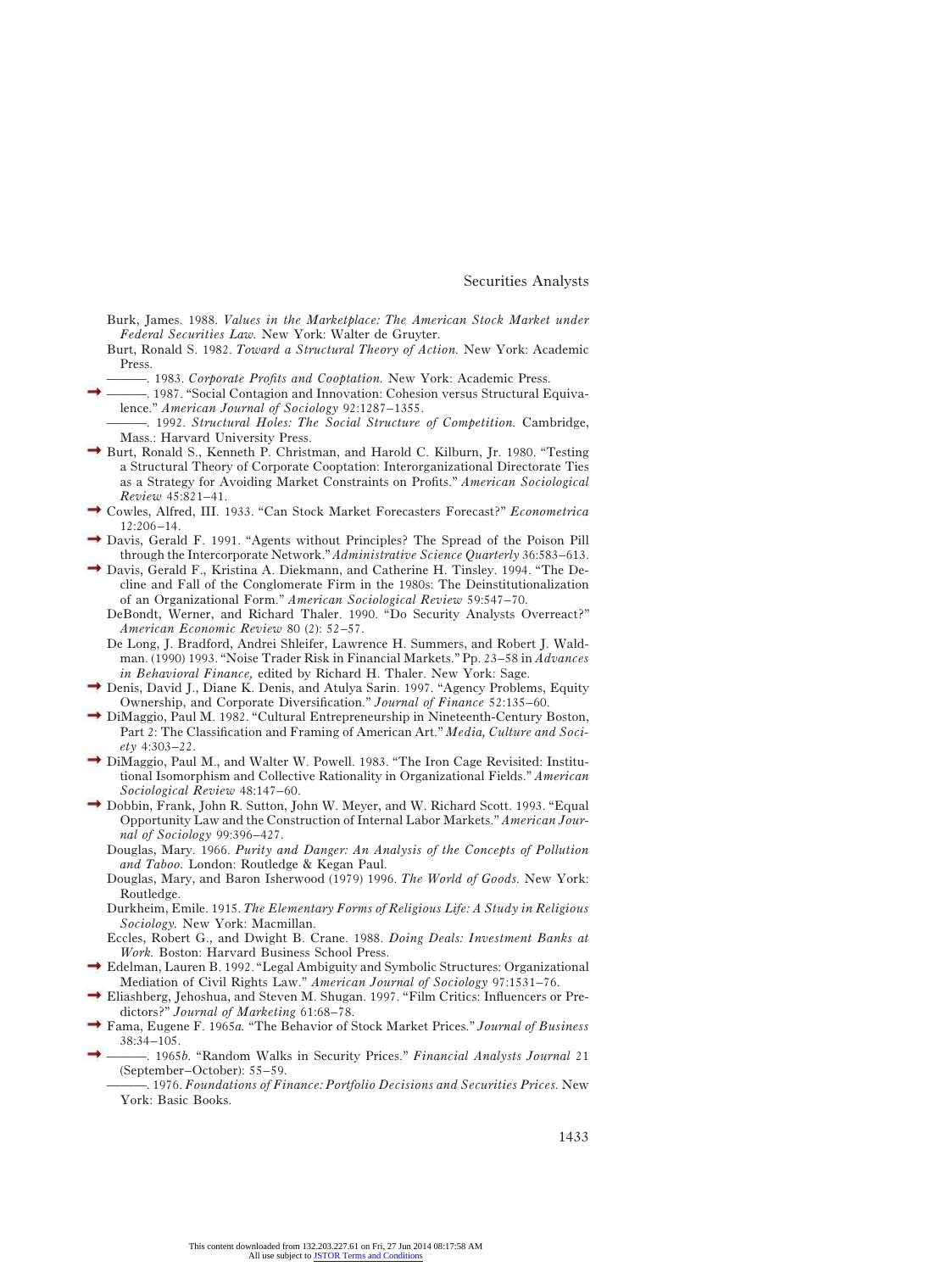Burk, James. 1988. *Values in the Marketplace: The American Stock Market under Federal Securities Law.* New York: Walter de Gruyter.

Burt, Ronald S. 1982. *Toward a Structural Theory of Action.* New York: Academic Press.

———. 1983. *Corporate Profits and Cooptation.* New York: Academic Press.

———. 1987. "Social Contagion and Innovation: Cohesion versus Structural Equivalence." *American Journal of Sociology* 92:1287–1355.

———. 1992. *Structural Holes: The Social Structure of Competition.* Cambridge, Mass.: Harvard University Press.

Burt, Ronald S., Kenneth P. Christman, and Harold C. Kilburn, Jr. 1980. "Testing a Structural Theory of Corporate Cooptation: Interorganizational Directorate Ties as a Strategy for Avoiding Market Constraints on Profits." *American Sociological Review* 45:821–41.

Cowles, Alfred, III. 1933. "Can Stock Market Forecasters Forecast?" *Econometrica* 12:206–14.

Davis, Gerald F. 1991. "Agents without Principles? The Spread of the Poison Pill through the Intercorporate Network." *Administrative Science Quarterly* 36:583–613.

Davis, Gerald F., Kristina A. Diekmann, and Catherine H. Tinsley. 1994. "The Decline and Fall of the Conglomerate Firm in the 1980s: The Deinstitutionalization of an Organizational Form." *American Sociological Review* 59:547–70.

DeBondt, Werner, and Richard Thaler. 1990. "Do Security Analysts Overreact?" *American Economic Review* 80 (2): 52–57.

De Long, J. Bradford, Andrei Shleifer, Lawrence H. Summers, and Robert J. Waldman. (1990) 1993. "Noise Trader Risk in Financial Markets." Pp. 23–58 in *Advances in Behavioral Finance,* edited by Richard H. Thaler. New York: Sage.

Denis, David J., Diane K. Denis, and Atulya Sarin. 1997. "Agency Problems, Equity Ownership, and Corporate Diversification." *Journal of Finance* 52:135–60.

DiMaggio, Paul M. 1982. "Cultural Entrepreneurship in Nineteenth-Century Boston, Part 2: The Classification and Framing of American Art." *Media, Culture and Society* 4:303–22.

DiMaggio, Paul M., and Walter W. Powell. 1983. "The Iron Cage Revisited: Institutional Isomorphism and Collective Rationality in Organizational Fields." *American Sociological Review* 48:147–60.

Dobbin, Frank, John R. Sutton, John W. Meyer, and W. Richard Scott. 1993. "Equal Opportunity Law and the Construction of Internal Labor Markets." *American Journal of Sociology* 99:396–427.

Douglas, Mary. 1966. *Purity and Danger: An Analysis of the Concepts of Pollution and Taboo.* London: Routledge & Kegan Paul.

Douglas, Mary, and Baron Isherwood (1979) 1996. *The World of Goods.* New York: Routledge.

Durkheim, Emile. 1915. *The Elementary Forms of Religious Life: A Study in Religious Sociology.* New York: Macmillan.

Eccles, Robert G., and Dwight B. Crane. 1988. *Doing Deals: Investment Banks at Work.* Boston: Harvard Business School Press.

Edelman, Lauren B. 1992. "Legal Ambiguity and Symbolic Structures: Organizational Mediation of Civil Rights Law." *American Journal of Sociology* 97:1531–76.

Eliashberg, Jehoshua, and Steven M. Shugan. 1997. "Film Critics: Influencers or Predictors?" *Journal of Marketing* 61:68–78.

Fama, Eugene F. 1965*a.* "The Behavior of Stock Market Prices." *Journal of Business* 38:34–105.

———. 1965*b.* "Random Walks in Security Prices." *Financial Analysts Journal* 21 (September–October): 55–59.

———. 1976. *Foundations of Finance: Portfolio Decisions and Securities Prices.* New York: Basic Books.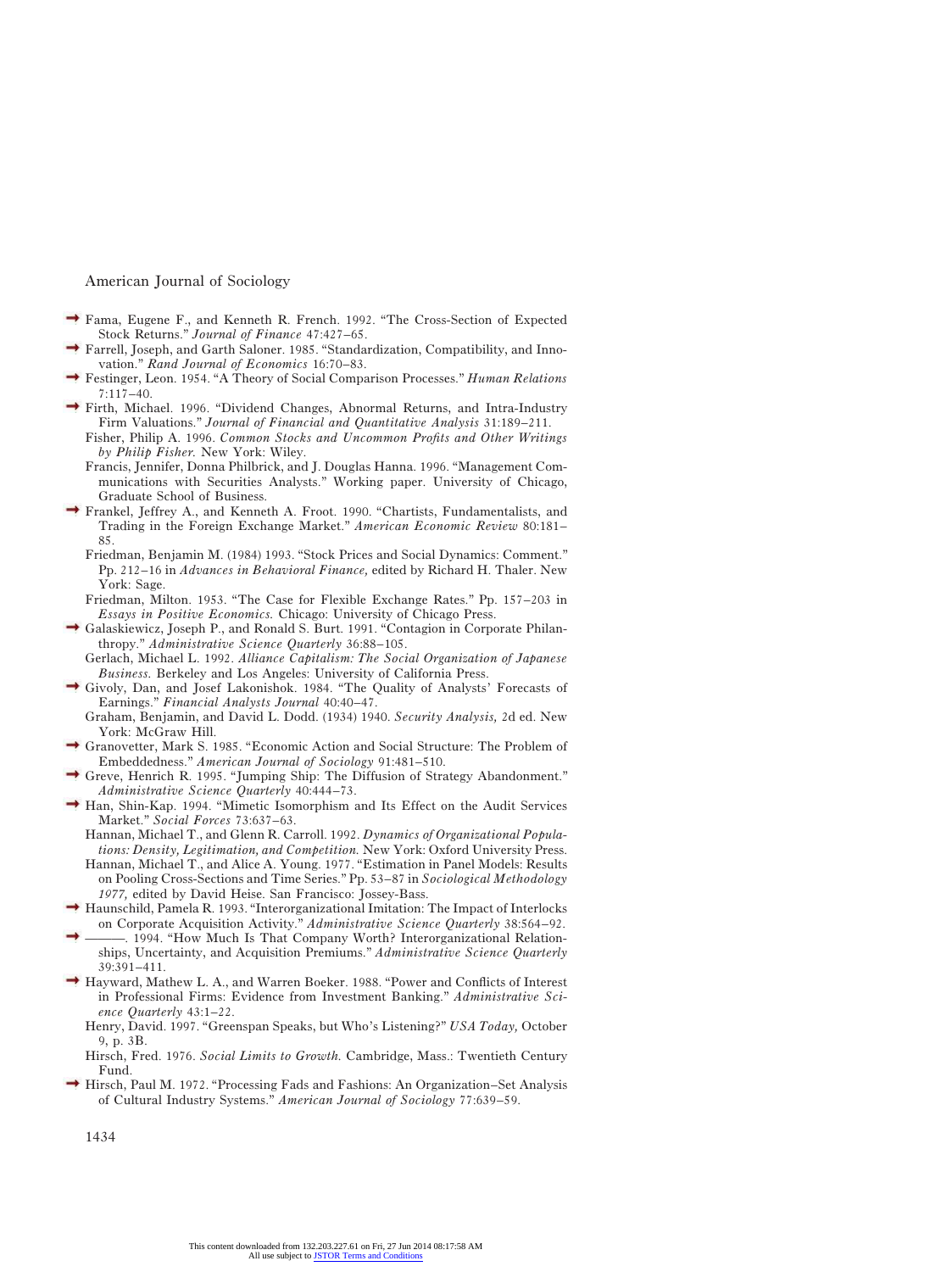Fama, Eugene F., and Kenneth R. French. 1992. "The Cross-Section of Expected Stock Returns." *Journal of Finance* 47:427–65.

Farrell, Joseph, and Garth Saloner. 1985. "Standardization, Compatibility, and Innovation." *Rand Journal of Economics* 16:70–83.

Festinger, Leon. 1954. "A Theory of Social Comparison Processes." *Human Relations* 7:117–40.

Firth, Michael. 1996. "Dividend Changes, Abnormal Returns, and Intra-Industry Firm Valuations." *Journal of Financial and Quantitative Analysis* 31:189–211.

Fisher, Philip A. 1996. *Common Stocks and Uncommon Profits and Other Writings by Philip Fisher.* New York: Wiley.

Francis, Jennifer, Donna Philbrick, and J. Douglas Hanna. 1996. "Management Communications with Securities Analysts." Working paper. University of Chicago, Graduate School of Business.

Frankel, Jeffrey A., and Kenneth A. Froot. 1990. "Chartists, Fundamentalists, and Trading in the Foreign Exchange Market." *American Economic Review* 80:181–85.

Friedman, Benjamin M. (1984) 1993. "Stock Prices and Social Dynamics: Comment." Pp. 212–16 in *Advances in Behavioral Finance,* edited by Richard H. Thaler. New York: Sage.

Friedman, Milton. 1953. "The Case for Flexible Exchange Rates." Pp. 157–203 in *Essays in Positive Economics.* Chicago: University of Chicago Press.

Galaskiewicz, Joseph P., and Ronald S. Burt. 1991. "Contagion in Corporate Philanthropy." *Administrative Science Quarterly* 36:88–105.

Gerlach, Michael L. 1992. *Alliance Capitalism: The Social Organization of Japanese Business.* Berkeley and Los Angeles: University of California Press.

Givoly, Dan, and Josef Lakonishok. 1984. "The Quality of Analysts' Forecasts of Earnings." *Financial Analysts Journal* 40:40–47.

Graham, Benjamin, and David L. Dodd. (1934) 1940. *Security Analysis,* 2d ed. New York: McGraw Hill.

Granovetter, Mark S. 1985. "Economic Action and Social Structure: The Problem of Embeddedness." *American Journal of Sociology* 91:481–510.

Greve, Henrich R. 1995. "Jumping Ship: The Diffusion of Strategy Abandonment." *Administrative Science Quarterly* 40:444–73.

Han, Shin-Kap. 1994. "Mimetic Isomorphism and Its Effect on the Audit Services Market." *Social Forces* 73:637–63.

Hannan, Michael T., and Glenn R. Carroll. 1992. *Dynamics of Organizational Populations: Density, Legitimation, and Competition.* New York: Oxford University Press.

Hannan, Michael T., and Alice A. Young. 1977. "Estimation in Panel Models: Results on Pooling Cross-Sections and Time Series." Pp. 53–87 in *Sociological Methodology 1977,* edited by David Heise. San Francisco: Jossey-Bass.

Haunschild, Pamela R. 1993. "Interorganizational Imitation: The Impact of Interlocks on Corporate Acquisition Activity." *Administrative Science Quarterly* 38:564–92.

———. 1994. "How Much Is That Company Worth? Interorganizational Relationships, Uncertainty, and Acquisition Premiums." *Administrative Science Quarterly* 39:391–411.

Hayward, Mathew L. A., and Warren Boeker. 1988. "Power and Conflicts of Interest in Professional Firms: Evidence from Investment Banking." *Administrative Science Quarterly* 43:1–22.

Henry, David. 1997. "Greenspan Speaks, but Who's Listening?" *USA Today,* October 9, p. 3B.

Hirsch, Fred. 1976. *Social Limits to Growth.* Cambridge, Mass.: Twentieth Century Fund.

Hirsch, Paul M. 1972. "Processing Fads and Fashions: An Organization–Set Analysis of Cultural Industry Systems." *American Journal of Sociology* 77:639–59.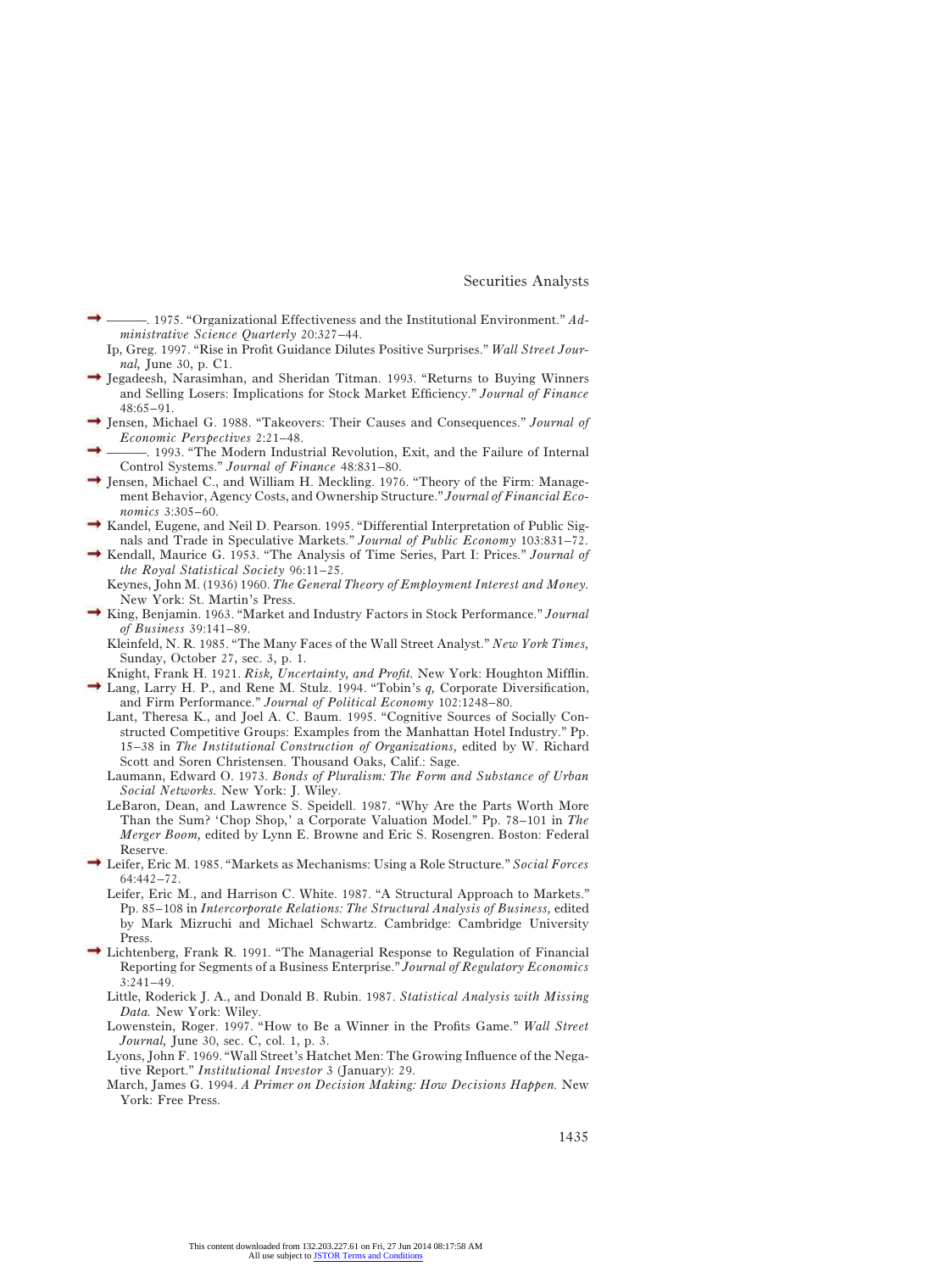———. 1975. "Organizational Effectiveness and the Institutional Environment." *Administrative Science Quarterly* 20:327–44.

Ip, Greg. 1997. "Rise in Profit Guidance Dilutes Positive Surprises." *Wall Street Journal,* June 30, p. C1.

Jegadeesh, Narasimhan, and Sheridan Titman. 1993. "Returns to Buying Winners and Selling Losers: Implications for Stock Market Efficiency." *Journal of Finance* 48:65–91.

Jensen, Michael G. 1988. "Takeovers: Their Causes and Consequences." *Journal of Economic Perspectives* 2:21–48.

———. 1993. "The Modern Industrial Revolution, Exit, and the Failure of Internal Control Systems." *Journal of Finance* 48:831–80.

Jensen, Michael C., and William H. Meckling. 1976. "Theory of the Firm: Management Behavior, Agency Costs, and Ownership Structure." *Journal of Financial Economics* 3:305–60.

Kandel, Eugene, and Neil D. Pearson. 1995. "Differential Interpretation of Public Signals and Trade in Speculative Markets." *Journal of Public Economy* 103:831–72.

Kendall, Maurice G. 1953. "The Analysis of Time Series, Part I: Prices." *Journal of the Royal Statistical Society* 96:11–25.

Keynes, John M. (1936) 1960. *The General Theory of Employment Interest and Money.* New York: St. Martin's Press.

King, Benjamin. 1963. "Market and Industry Factors in Stock Performance." *Journal of Business* 39:141–89.

Kleinfeld, N. R. 1985. "The Many Faces of the Wall Street Analyst." *New York Times,* Sunday, October 27, sec. 3, p. 1.

Knight, Frank H. 1921. *Risk, Uncertainty, and Profit.* New York: Houghton Mifflin.

Lang, Larry H. P., and Rene M. Stulz. 1994. "Tobin's *q,* Corporate Diversification, and Firm Performance." *Journal of Political Economy* 102:1248–80.

Lant, Theresa K., and Joel A. C. Baum. 1995. "Cognitive Sources of Socially Constructed Competitive Groups: Examples from the Manhattan Hotel Industry." Pp. 15–38 in *The Institutional Construction of Organizations,* edited by W. Richard Scott and Soren Christensen. Thousand Oaks, Calif.: Sage.

Laumann, Edward O. 1973. *Bonds of Pluralism: The Form and Substance of Urban Social Networks.* New York: J. Wiley.

LeBaron, Dean, and Lawrence S. Speidell. 1987. "Why Are the Parts Worth More Than the Sum? 'Chop Shop,' a Corporate Valuation Model." Pp. 78–101 in *The Merger Boom,* edited by Lynn E. Browne and Eric S. Rosengren. Boston: Federal Reserve.

Leifer, Eric M. 1985. "Markets as Mechanisms: Using a Role Structure." *Social Forces* 64:442–72.

Leifer, Eric M., and Harrison C. White. 1987. "A Structural Approach to Markets." Pp. 85–108 in *Intercorporate Relations: The Structural Analysis of Business,* edited by Mark Mizruchi and Michael Schwartz. Cambridge: Cambridge University Press.

Lichtenberg, Frank R. 1991. "The Managerial Response to Regulation of Financial Reporting for Segments of a Business Enterprise." *Journal of Regulatory Economics* 3:241–49.

Little, Roderick J. A., and Donald B. Rubin. 1987. *Statistical Analysis with Missing Data.* New York: Wiley.

Lowenstein, Roger. 1997. "How to Be a Winner in the Profits Game." *Wall Street Journal,* June 30, sec. C, col. 1, p. 3.

Lyons, John F. 1969. "Wall Street's Hatchet Men: The Growing Influence of the Negative Report." *Institutional Investor* 3 (January): 29.

March, James G. 1994. *A Primer on Decision Making: How Decisions Happen.* New York: Free Press.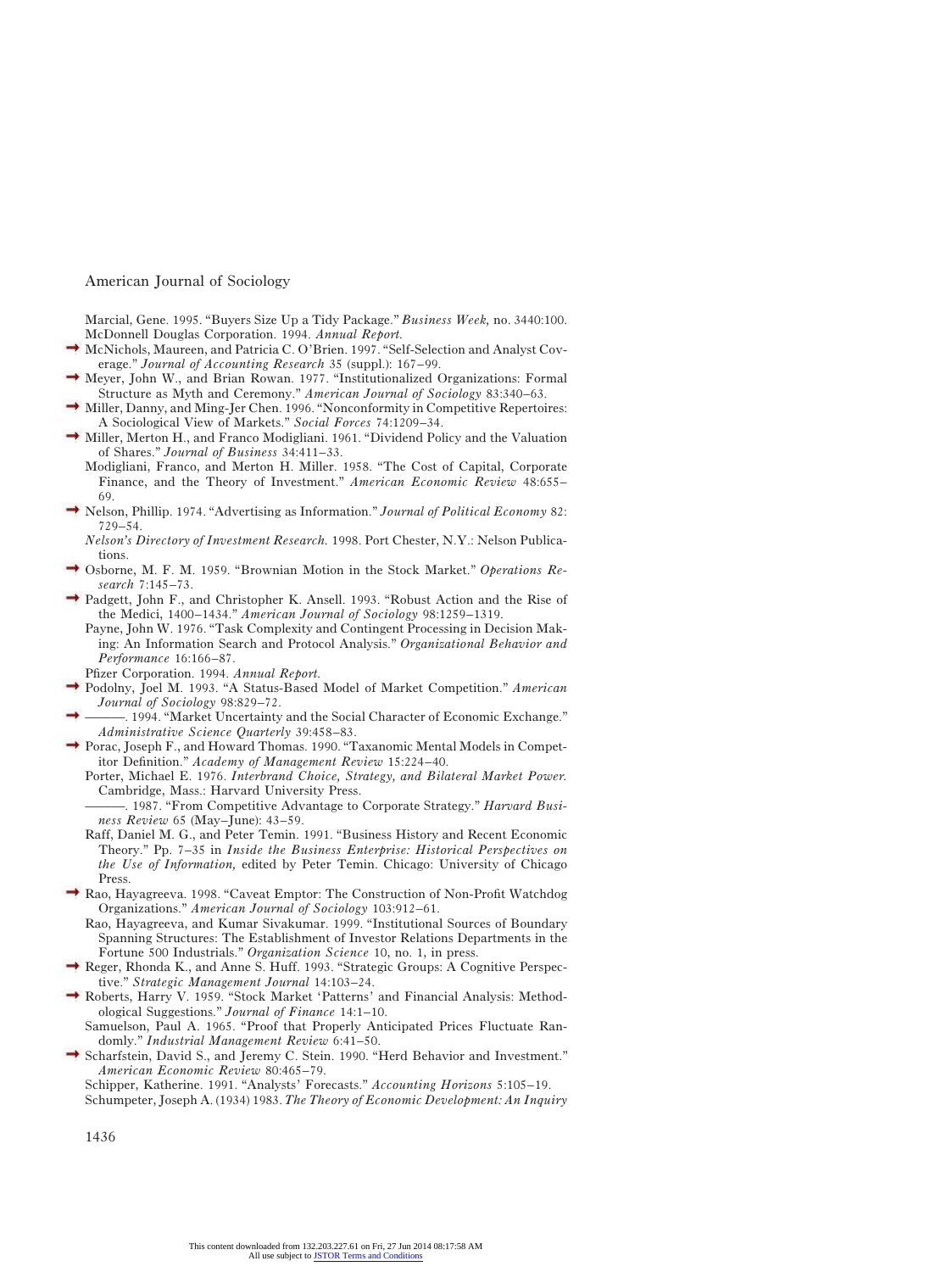Marcial, Gene. 1995. "Buyers Size Up a Tidy Package." *Business Week,* no. 3440:100.

McDonnell Douglas Corporation. 1994. *Annual Report.*

McNichols, Maureen, and Patricia C. O'Brien. 1997. "Self-Selection and Analyst Coverage." *Journal of Accounting Research* 35 (suppl.): 167–99.

Meyer, John W., and Brian Rowan. 1977. "Institutionalized Organizations: Formal Structure as Myth and Ceremony." *American Journal of Sociology* 83:340–63.

Miller, Danny, and Ming-Jer Chen. 1996. "Nonconformity in Competitive Repertoires: A Sociological View of Markets." *Social Forces* 74:1209–34.

Miller, Merton H., and Franco Modigliani. 1961. "Dividend Policy and the Valuation of Shares." *Journal of Business* 34:411–33.

Modigliani, Franco, and Merton H. Miller. 1958. "The Cost of Capital, Corporate Finance, and the Theory of Investment." *American Economic Review* 48:655–69.

Nelson, Phillip. 1974. "Advertising as Information." *Journal of Political Economy* 82: 729–54.

*Nelson's Directory of Investment Research.* 1998. Port Chester, N.Y.: Nelson Publications.

Osborne, M. F. M. 1959. "Brownian Motion in the Stock Market." *Operations Research* 7:145–73.

Padgett, John F., and Christopher K. Ansell. 1993. "Robust Action and the Rise of the Medici, 1400–1434." *American Journal of Sociology* 98:1259–1319.

Payne, John W. 1976. "Task Complexity and Contingent Processing in Decision Making: An Information Search and Protocol Analysis." *Organizational Behavior and Performance* 16:166–87.

Pfizer Corporation. 1994. *Annual Report.*

Podolny, Joel M. 1993. "A Status-Based Model of Market Competition." *American Journal of Sociology* 98:829–72.

———. 1994. "Market Uncertainty and the Social Character of Economic Exchange." *Administrative Science Quarterly* 39:458–83.

Porac, Joseph F., and Howard Thomas. 1990. "Taxanomic Mental Models in Competitor Definition." *Academy of Management Review* 15:224–40.

Porter, Michael E. 1976. *Interbrand Choice, Strategy, and Bilateral Market Power.* Cambridge, Mass.: Harvard University Press.

———. 1987. "From Competitive Advantage to Corporate Strategy." *Harvard Business Review* 65 (May–June): 43–59.

Raff, Daniel M. G., and Peter Temin. 1991. "Business History and Recent Economic Theory." Pp. 7–35 in *Inside the Business Enterprise: Historical Perspectives on the Use of Information,* edited by Peter Temin. Chicago: University of Chicago Press.

Rao, Hayagreeva. 1998. "Caveat Emptor: The Construction of Non-Profit Watchdog Organizations." *American Journal of Sociology* 103:912–61.

Rao, Hayagreeva, and Kumar Sivakumar. 1999. "Institutional Sources of Boundary Spanning Structures: The Establishment of Investor Relations Departments in the Fortune 500 Industrials." *Organization Science* 10, no. 1, in press.

Reger, Rhonda K., and Anne S. Huff. 1993. "Strategic Groups: A Cognitive Perspective." *Strategic Management Journal* 14:103–24.

Roberts, Harry V. 1959. "Stock Market 'Patterns' and Financial Analysis: Methodological Suggestions." *Journal of Finance* 14:1–10.

Samuelson, Paul A. 1965. "Proof that Properly Anticipated Prices Fluctuate Randomly." *Industrial Management Review* 6:41–50.

Scharfstein, David S., and Jeremy C. Stein. 1990. "Herd Behavior and Investment." *American Economic Review* 80:465–79.

Schipper, Katherine. 1991. "Analysts' Forecasts." *Accounting Horizons* 5:105–19.

Schumpeter, Joseph A. (1934) 1983. *The Theory of Economic Development: An Inquiry*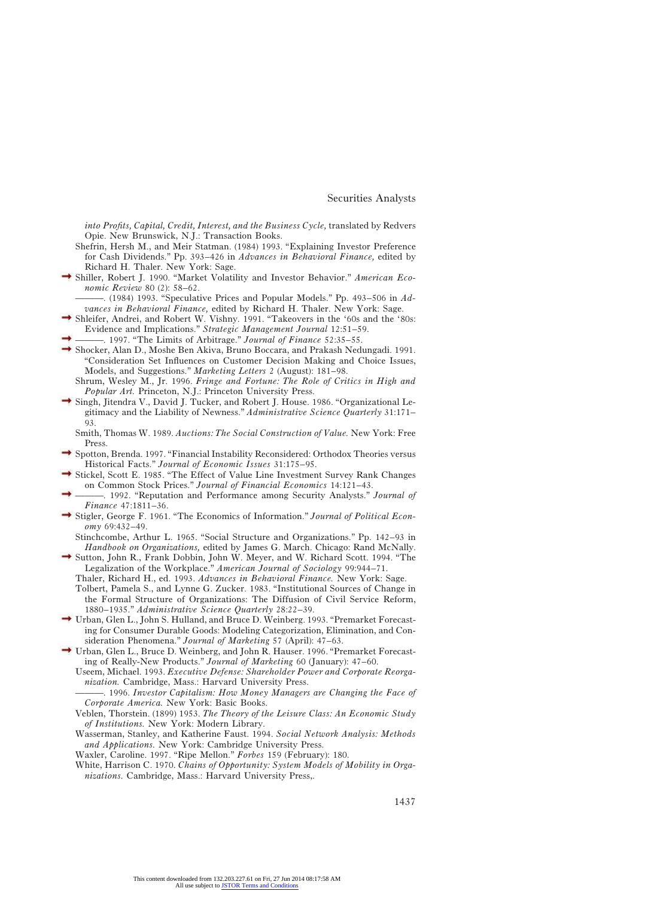*into Profits, Capital, Credit, Interest, and the Business Cycle,* translated by Redvers Opie. New Brunswick, N.J.: Transaction Books.

Shefrin, Hersh M., and Meir Statman. (1984) 1993. "Explaining Investor Preference for Cash Dividends." Pp. 393–426 in *Advances in Behavioral Finance,* edited by Richard H. Thaler. New York: Sage.

Shiller, Robert J. 1990. "Market Volatility and Investor Behavior." *American Economic Review* 80 (2): 58–62.

———. (1984) 1993. "Speculative Prices and Popular Models." Pp. 493–506 in *Advances in Behavioral Finance,* edited by Richard H. Thaler. New York: Sage.

Shleifer, Andrei, and Robert W. Vishny. 1991. "Takeovers in the '60s and the '80s: Evidence and Implications." *Strategic Management Journal* 12:51–59.

———. 1997. "The Limits of Arbitrage." *Journal of Finance* 52:35–55.

Shocker, Alan D., Moshe Ben Akiva, Bruno Boccara, and Prakash Nedungadi. 1991. "Consideration Set Influences on Customer Decision Making and Choice Issues, Models, and Suggestions." *Marketing Letters* 2 (August): 181–98.

Shrum, Wesley M., Jr. 1996. *Fringe and Fortune: The Role of Critics in High and Popular Art.* Princeton, N.J.: Princeton University Press.

Singh, Jitendra V., David J. Tucker, and Robert J. House. 1986. "Organizational Legitimacy and the Liability of Newness." *Administrative Science Quarterly* 31:171–93.

Smith, Thomas W. 1989. *Auctions: The Social Construction of Value.* New York: Free Press.

Spotton, Brenda. 1997. "Financial Instability Reconsidered: Orthodox Theories versus Historical Facts." *Journal of Economic Issues* 31:175–95.

Stickel, Scott E. 1985. "The Effect of Value Line Investment Survey Rank Changes on Common Stock Prices." *Journal of Financial Economics* 14:121–43.

———. 1992. "Reputation and Performance among Security Analysts." *Journal of Finance* 47:1811–36.

Stigler, George F. 1961. "The Economics of Information." *Journal of Political Economy* 69:432–49.

Stinchcombe, Arthur L. 1965. "Social Structure and Organizations." Pp. 142–93 in *Handbook on Organizations,* edited by James G. March. Chicago: Rand McNally.

Sutton, John R., Frank Dobbin, John W. Meyer, and W. Richard Scott. 1994. "The Legalization of the Workplace." *American Journal of Sociology* 99:944–71.

Thaler, Richard H., ed. 1993. *Advances in Behavioral Finance.* New York: Sage.

Tolbert, Pamela S., and Lynne G. Zucker. 1983. "Institutional Sources of Change in the Formal Structure of Organizations: The Diffusion of Civil Service Reform, 1880–1935." *Administrative Science Quarterly* 28:22–39.

Urban, Glen L., John S. Hulland, and Bruce D. Weinberg. 1993. "Premarket Forecasting for Consumer Durable Goods: Modeling Categorization, Elimination, and Consideration Phenomena." *Journal of Marketing* 57 (April): 47–63.

Urban, Glen L., Bruce D. Weinberg, and John R. Hauser. 1996. "Premarket Forecasting of Really-New Products." *Journal of Marketing* 60 (January): 47–60.

Useem, Michael. 1993. *Executive Defense: Shareholder Power and Corporate Reorganization.* Cambridge, Mass.: Harvard University Press.

———. 1996. *Investor Capitalism: How Money Managers are Changing the Face of Corporate America.* New York: Basic Books.

Veblen, Thorstein. (1899) 1953. *The Theory of the Leisure Class: An Economic Study of Institutions.* New York: Modern Library.

Wasserman, Stanley, and Katherine Faust. 1994. *Social Network Analysis: Methods and Applications.* New York: Cambridge University Press.

Waxler, Caroline. 1997. "Ripe Mellon." *Forbes* 159 (February): 180.

White, Harrison C. 1970. *Chains of Opportunity: System Models of Mobility in Organizations.* Cambridge, Mass.: Harvard University Press,.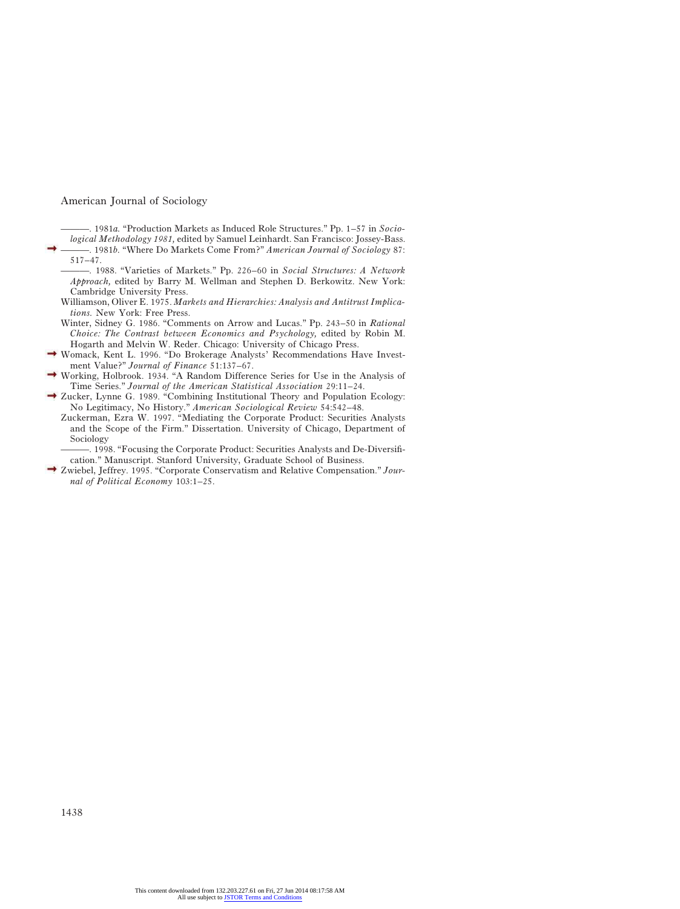———. 1981*a*. "Production Markets as Induced Role Structures." Pp. 1–57 in *Sociological Methodology 1981,* edited by Samuel Leinhardt. San Francisco: Jossey-Bass.

———. 1981*b*. "Where Do Markets Come From?" *American Journal of Sociology* 87: 517–47.

———. 1988. "Varieties of Markets." Pp. 226–60 in *Social Structures: A Network Approach,* edited by Barry M. Wellman and Stephen D. Berkowitz. New York: Cambridge University Press.

Williamson, Oliver E. 1975. *Markets and Hierarchies: Analysis and Antitrust Implications.* New York: Free Press.

Winter, Sidney G. 1986. "Comments on Arrow and Lucas." Pp. 243–50 in *Rational Choice: The Contrast between Economics and Psychology,* edited by Robin M. Hogarth and Melvin W. Reder. Chicago: University of Chicago Press.

Womack, Kent L. 1996. "Do Brokerage Analysts' Recommendations Have Investment Value?" *Journal of Finance* 51:137–67.

Working, Holbrook. 1934. "A Random Difference Series for Use in the Analysis of Time Series." *Journal of the American Statistical Association* 29:11–24.

Zucker, Lynne G. 1989. "Combining Institutional Theory and Population Ecology: No Legitimacy, No History." *American Sociological Review* 54:542–48.

Zuckerman, Ezra W. 1997. "Mediating the Corporate Product: Securities Analysts and the Scope of the Firm." Dissertation. University of Chicago, Department of Sociology

———. 1998. "Focusing the Corporate Product: Securities Analysts and De-Diversification." Manuscript. Stanford University, Graduate School of Business.

Zwiebel, Jeffrey. 1995. "Corporate Conservatism and Relative Compensation." *Journal of Political Economy* 103:1–25.